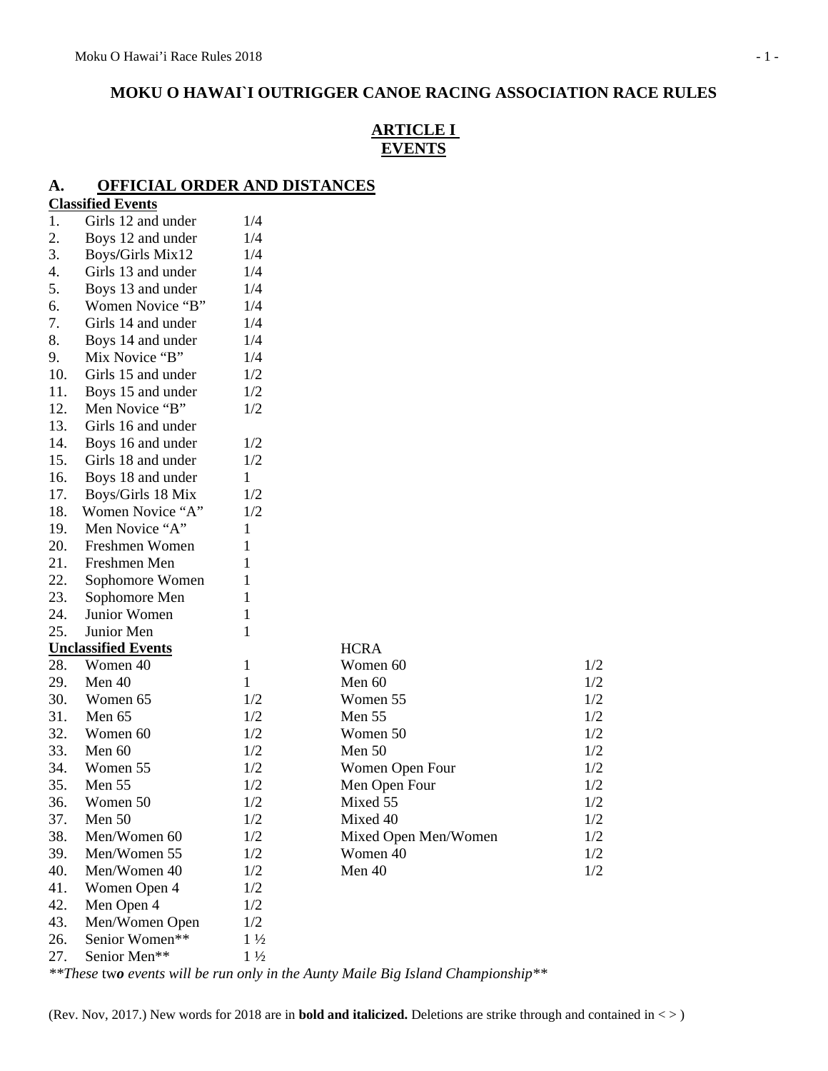# MOKU O HAWAI`I OUTRIGGER CANOE RACING ASSOCIATION RACE RULES

## ARTICLE I
## EVENTS

### A. OFFICIAL ORDER AND DISTANCES

**Classified Events**

| | | |
|---|---|---|
| 1. | Girls 12 and under | 1/4 |
| 2. | Boys 12 and under | 1/4 |
| 3. | Boys/Girls Mix12 | 1/4 |
| 4. | Girls 13 and under | 1/4 |
| 5. | Boys 13 and under | 1/4 |
| 6. | Women Novice "B" | 1/4 |
| 7. | Girls 14 and under | 1/4 |
| 8. | Boys 14 and under | 1/4 |
| 9. | Mix Novice "B" | 1/4 |
| 10. | Girls 15 and under | 1/2 |
| 11. | Boys 15 and under | 1/2 |
| 12. | Men Novice "B" | 1/2 |
| 13. | Girls 16 and under | |
| 14. | Boys 16 and under | 1/2 |
| 15. | Girls 18 and under | 1/2 |
| 16. | Boys 18 and under | 1 |
| 17. | Boys/Girls 18 Mix | 1/2 |
| 18. | Women Novice "A" | 1/2 |
| 19. | Men Novice "A" | 1 |
| 20. | Freshmen Women | 1 |
| 21. | Freshmen Men | 1 |
| 22. | Sophomore Women | 1 |
| 23. | Sophomore Men | 1 |
| 24. | Junior Women | 1 |
| 25. | Junior Men | 1 |

| **Unclassified Events** | | | HCRA | |
|---|---|---|---|---|
| 28. | Women 40 | 1 | Women 60 | 1/2 |
| 29. | Men 40 | 1 | Men 60 | 1/2 |
| 30. | Women 65 | 1/2 | Women 55 | 1/2 |
| 31. | Men 65 | 1/2 | Men 55 | 1/2 |
| 32. | Women 60 | 1/2 | Women 50 | 1/2 |
| 33. | Men 60 | 1/2 | Men 50 | 1/2 |
| 34. | Women 55 | 1/2 | Women Open Four | 1/2 |
| 35. | Men 55 | 1/2 | Men Open Four | 1/2 |
| 36. | Women 50 | 1/2 | Mixed 55 | 1/2 |
| 37. | Men 50 | 1/2 | Mixed 40 | 1/2 |
| 38. | Men/Women 60 | 1/2 | Mixed Open Men/Women | 1/2 |
| 39. | Men/Women 55 | 1/2 | Women 40 | 1/2 |
| 40. | Men/Women 40 | 1/2 | Men 40 | 1/2 |
| 41. | Women Open 4 | 1/2 | | |
| 42. | Men Open 4 | 1/2 | | |
| 43. | Men/Women Open | 1/2 | | |
| 26. | Senior Women** | 1 ½ | | |
| 27. | Senior Men** | 1 ½ | | |

*\*\*These* tw***o*** *events will be run only in the Aunty Maile Big Island Championship\*\**

(Rev. Nov, 2017.) New words for 2018 are in **bold and italicized.** Deletions are strike through and contained in < > )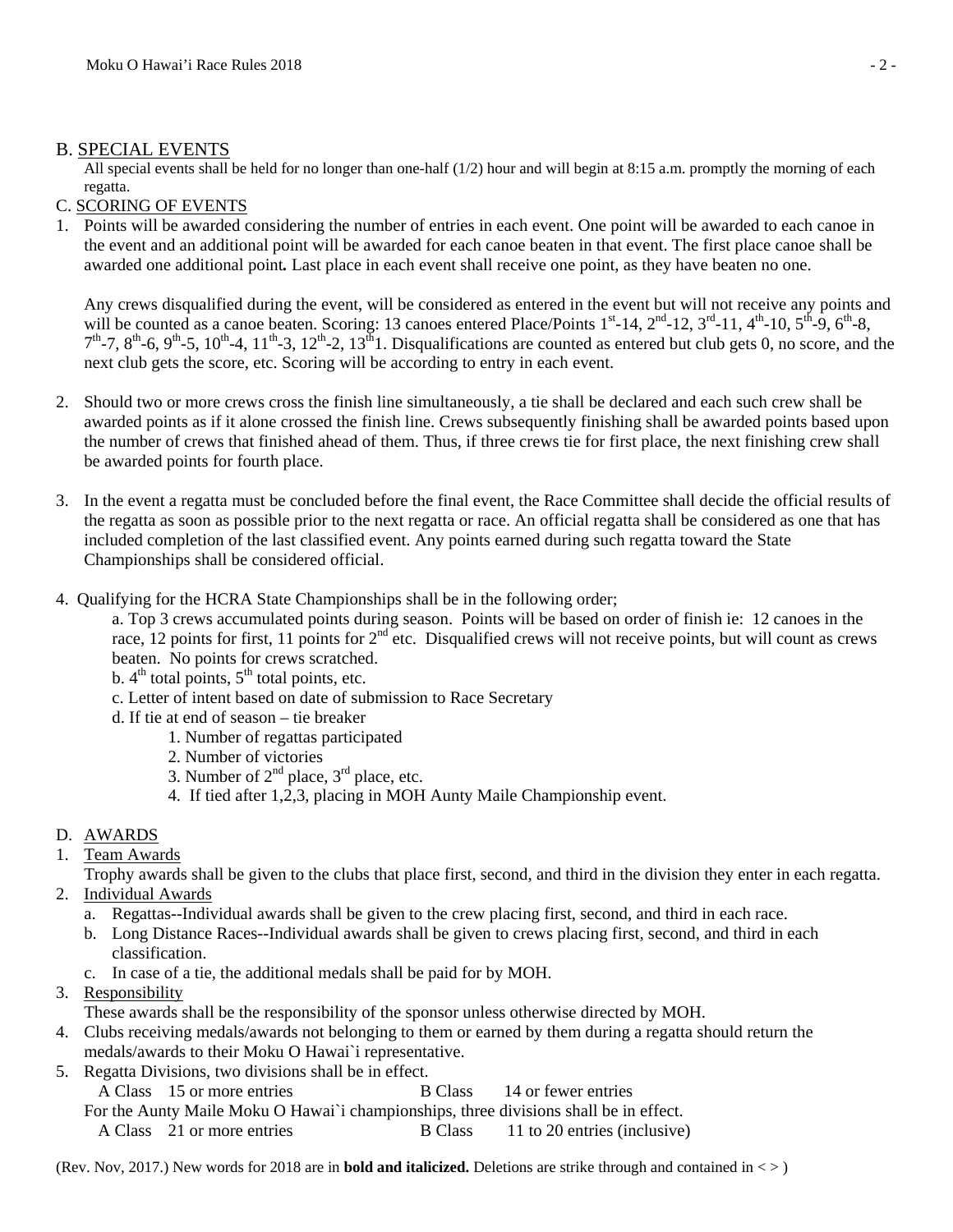## B. SPECIAL EVENTS

All special events shall be held for no longer than one-half (1/2) hour and will begin at 8:15 a.m. promptly the morning of each regatta.

## C. SCORING OF EVENTS

1. Points will be awarded considering the number of entries in each event. One point will be awarded to each canoe in the event and an additional point will be awarded for each canoe beaten in that event. The first place canoe shall be awarded one additional point**.** Last place in each event shall receive one point, as they have beaten no one.

   Any crews disqualified during the event, will be considered as entered in the event but will not receive any points and will be counted as a canoe beaten. Scoring: 13 canoes entered Place/Points 1st-14, 2nd-12, 3rd-11, 4th-10, 5th-9, 6th-8, 7th-7, 8th-6, 9th-5, 10th-4, 11th-3, 12th-2, 13th1. Disqualifications are counted as entered but club gets 0, no score, and the next club gets the score, etc. Scoring will be according to entry in each event.

2. Should two or more crews cross the finish line simultaneously, a tie shall be declared and each such crew shall be awarded points as if it alone crossed the finish line. Crews subsequently finishing shall be awarded points based upon the number of crews that finished ahead of them. Thus, if three crews tie for first place, the next finishing crew shall be awarded points for fourth place.

3. In the event a regatta must be concluded before the final event, the Race Committee shall decide the official results of the regatta as soon as possible prior to the next regatta or race. An official regatta shall be considered as one that has included completion of the last classified event. Any points earned during such regatta toward the State Championships shall be considered official.

4. Qualifying for the HCRA State Championships shall be in the following order;
   a. Top 3 crews accumulated points during season. Points will be based on order of finish ie: 12 canoes in the race, 12 points for first, 11 points for 2nd etc. Disqualified crews will not receive points, but will count as crews beaten. No points for crews scratched.
   b. 4th total points, 5th total points, etc.
   c. Letter of intent based on date of submission to Race Secretary
   d. If tie at end of season – tie breaker
      1. Number of regattas participated
      2. Number of victories
      3. Number of 2nd place, 3rd place, etc.
      4. If tied after 1,2,3, placing in MOH Aunty Maile Championship event.

## D. AWARDS

1. Team Awards
   Trophy awards shall be given to the clubs that place first, second, and third in the division they enter in each regatta.
2. Individual Awards
   a. Regattas--Individual awards shall be given to the crew placing first, second, and third in each race.
   b. Long Distance Races--Individual awards shall be given to crews placing first, second, and third in each classification.
   c. In case of a tie, the additional medals shall be paid for by MOH.
3. Responsibility
   These awards shall be the responsibility of the sponsor unless otherwise directed by MOH.
4. Clubs receiving medals/awards not belonging to them or earned by them during a regatta should return the medals/awards to their Moku O Hawai`i representative.
5. Regatta Divisions, two divisions shall be in effect.
   A Class 15 or more entries B Class 14 or fewer entries
   For the Aunty Maile Moku O Hawai`i championships, three divisions shall be in effect.
   A Class 21 or more entries B Class 11 to 20 entries (inclusive)

(Rev. Nov, 2017.) New words for 2018 are in ***bold and italicized.*** Deletions are strike through and contained in < > )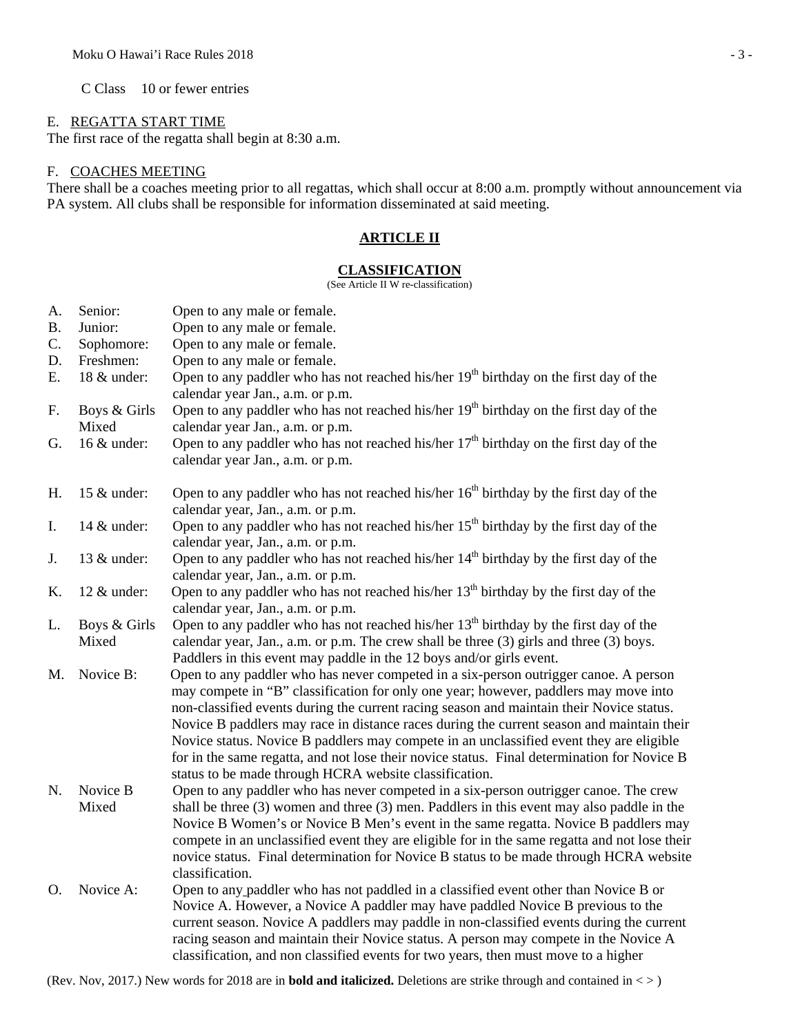C Class 10 or fewer entries

E. REGATTA START TIME

The first race of the regatta shall begin at 8:30 a.m.

F. COACHES MEETING

There shall be a coaches meeting prior to all regattas, which shall occur at 8:00 a.m. promptly without announcement via PA system. All clubs shall be responsible for information disseminated at said meeting.

## ARTICLE II

## CLASSIFICATION

(See Article II W re-classification)

A. Senior: Open to any male or female.

B. Junior: Open to any male or female.

C. Sophomore: Open to any male or female.

D. Freshmen: Open to any male or female.

E. 18 & under: Open to any paddler who has not reached his/her 19th birthday on the first day of the calendar year Jan., a.m. or p.m.

F. Boys & Girls Mixed: Open to any paddler who has not reached his/her 19th birthday on the first day of the calendar year Jan., a.m. or p.m.

G. 16 & under: Open to any paddler who has not reached his/her 17th birthday on the first day of the calendar year Jan., a.m. or p.m.

H. 15 & under: Open to any paddler who has not reached his/her 16th birthday by the first day of the calendar year, Jan., a.m. or p.m.

I. 14 & under: Open to any paddler who has not reached his/her 15th birthday by the first day of the calendar year, Jan., a.m. or p.m.

J. 13 & under: Open to any paddler who has not reached his/her 14th birthday by the first day of the calendar year, Jan., a.m. or p.m.

K. 12 & under: Open to any paddler who has not reached his/her 13th birthday by the first day of the calendar year, Jan., a.m. or p.m.

L. Boys & Girls Mixed: Open to any paddler who has not reached his/her 13th birthday by the first day of the calendar year, Jan., a.m. or p.m. The crew shall be three (3) girls and three (3) boys. Paddlers in this event may paddle in the 12 boys and/or girls event.

M. Novice B: Open to any paddler who has never competed in a six-person outrigger canoe. A person may compete in "B" classification for only one year; however, paddlers may move into non-classified events during the current racing season and maintain their Novice status. Novice B paddlers may race in distance races during the current season and maintain their Novice status. Novice B paddlers may compete in an unclassified event they are eligible for in the same regatta, and not lose their novice status. Final determination for Novice B status to be made through HCRA website classification.

N. Novice B Mixed: Open to any paddler who has never competed in a six-person outrigger canoe. The crew shall be three (3) women and three (3) men. Paddlers in this event may also paddle in the Novice B Women's or Novice B Men's event in the same regatta. Novice B paddlers may compete in an unclassified event they are eligible for in the same regatta and not lose their novice status. Final determination for Novice B status to be made through HCRA website classification.

O. Novice A: Open to any paddler who has not paddled in a classified event other than Novice B or Novice A. However, a Novice A paddler may have paddled Novice B previous to the current season. Novice A paddlers may paddle in non-classified events during the current racing season and maintain their Novice status. A person may compete in the Novice A classification, and non classified events for two years, then must move to a higher

(Rev. Nov, 2017.) New words for 2018 are in **bold and italicized.** Deletions are strike through and contained in < >)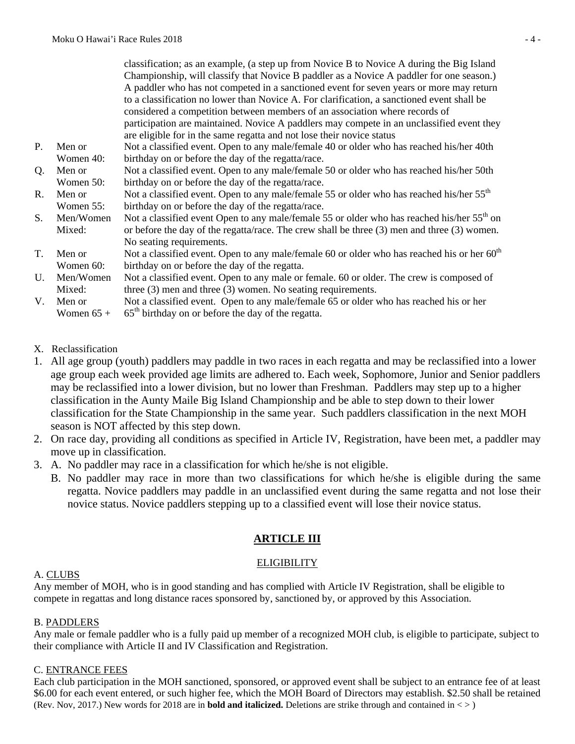classification; as an example, (a step up from Novice B to Novice A during the Big Island Championship, will classify that Novice B paddler as a Novice A paddler for one season.) A paddler who has not competed in a sanctioned event for seven years or more may return to a classification no lower than Novice A. For clarification, a sanctioned event shall be considered a competition between members of an association where records of participation are maintained. Novice A paddlers may compete in an unclassified event they are eligible for in the same regatta and not lose their novice status

P. Men or Women 40: Not a classified event. Open to any male/female 40 or older who has reached his/her 40th birthday on or before the day of the regatta/race.

Q. Men or Women 50: Not a classified event. Open to any male/female 50 or older who has reached his/her 50th birthday on or before the day of the regatta/race.

R. Men or Women 55: Not a classified event. Open to any male/female 55 or older who has reached his/her 55th birthday on or before the day of the regatta/race.

S. Men/Women Mixed: Not a classified event Open to any male/female 55 or older who has reached his/her 55th on or before the day of the regatta/race. The crew shall be three (3) men and three (3) women. No seating requirements.

T. Men or Women 60: Not a classified event. Open to any male/female 60 or older who has reached his or her 60th birthday on or before the day of the regatta.

U. Men/Women Mixed: Not a classified event. Open to any male or female. 60 or older. The crew is composed of three (3) men and three (3) women. No seating requirements.

V. Men or Women 65 +: Not a classified event. Open to any male/female 65 or older who has reached his or her 65th birthday on or before the day of the regatta.

X. Reclassification

1. All age group (youth) paddlers may paddle in two races in each regatta and may be reclassified into a lower age group each week provided age limits are adhered to. Each week, Sophomore, Junior and Senior paddlers may be reclassified into a lower division, but no lower than Freshman. Paddlers may step up to a higher classification in the Aunty Maile Big Island Championship and be able to step down to their lower classification for the State Championship in the same year. Such paddlers classification in the next MOH season is NOT affected by this step down.
2. On race day, providing all conditions as specified in Article IV, Registration, have been met, a paddler may move up in classification.
3. A. No paddler may race in a classification for which he/she is not eligible.
   B. No paddler may race in more than two classifications for which he/she is eligible during the same regatta. Novice paddlers may paddle in an unclassified event during the same regatta and not lose their novice status. Novice paddlers stepping up to a classified event will lose their novice status.

## ARTICLE III

### ELIGIBILITY

A. CLUBS

Any member of MOH, who is in good standing and has complied with Article IV Registration, shall be eligible to compete in regattas and long distance races sponsored by, sanctioned by, or approved by this Association.

B. PADDLERS

Any male or female paddler who is a fully paid up member of a recognized MOH club, is eligible to participate, subject to their compliance with Article II and IV Classification and Registration.

C. ENTRANCE FEES

Each club participation in the MOH sanctioned, sponsored, or approved event shall be subject to an entrance fee of at least $6.00 for each event entered, or such higher fee, which the MOH Board of Directors may establish. $2.50 shall be retained

(Rev. Nov, 2017.) New words for 2018 are in **bold and italicized.** Deletions are strike through and contained in < > )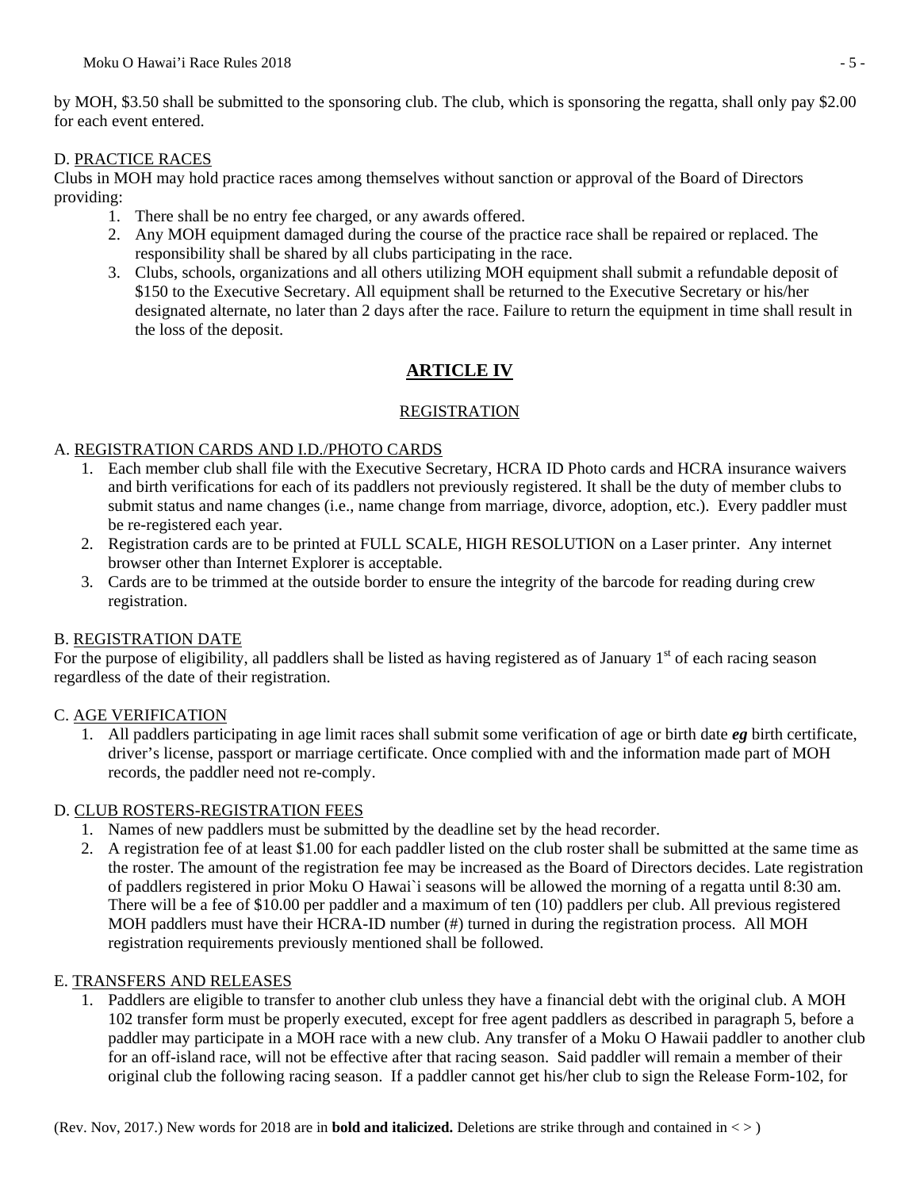by MOH, $3.50 shall be submitted to the sponsoring club. The club, which is sponsoring the regatta, shall only pay $2.00 for each event entered.

D. PRACTICE RACES

Clubs in MOH may hold practice races among themselves without sanction or approval of the Board of Directors providing:

1. There shall be no entry fee charged, or any awards offered.
2. Any MOH equipment damaged during the course of the practice race shall be repaired or replaced. The responsibility shall be shared by all clubs participating in the race.
3. Clubs, schools, organizations and all others utilizing MOH equipment shall submit a refundable deposit of $150 to the Executive Secretary. All equipment shall be returned to the Executive Secretary or his/her designated alternate, no later than 2 days after the race. Failure to return the equipment in time shall result in the loss of the deposit.

## ARTICLE IV

### REGISTRATION

A. REGISTRATION CARDS AND I.D./PHOTO CARDS

1. Each member club shall file with the Executive Secretary, HCRA ID Photo cards and HCRA insurance waivers and birth verifications for each of its paddlers not previously registered. It shall be the duty of member clubs to submit status and name changes (i.e., name change from marriage, divorce, adoption, etc.). Every paddler must be re-registered each year.
2. Registration cards are to be printed at FULL SCALE, HIGH RESOLUTION on a Laser printer. Any internet browser other than Internet Explorer is acceptable.
3. Cards are to be trimmed at the outside border to ensure the integrity of the barcode for reading during crew registration.

B. REGISTRATION DATE

For the purpose of eligibility, all paddlers shall be listed as having registered as of January 1st of each racing season regardless of the date of their registration.

C. AGE VERIFICATION

1. All paddlers participating in age limit races shall submit some verification of age or birth date ***eg*** birth certificate, driver's license, passport or marriage certificate. Once complied with and the information made part of MOH records, the paddler need not re-comply.

D. CLUB ROSTERS-REGISTRATION FEES

1. Names of new paddlers must be submitted by the deadline set by the head recorder.
2. A registration fee of at least $1.00 for each paddler listed on the club roster shall be submitted at the same time as the roster. The amount of the registration fee may be increased as the Board of Directors decides. Late registration of paddlers registered in prior Moku O Hawai`i seasons will be allowed the morning of a regatta until 8:30 am. There will be a fee of $10.00 per paddler and a maximum of ten (10) paddlers per club. All previous registered MOH paddlers must have their HCRA-ID number (#) turned in during the registration process. All MOH registration requirements previously mentioned shall be followed.

E. TRANSFERS AND RELEASES

1. Paddlers are eligible to transfer to another club unless they have a financial debt with the original club. A MOH 102 transfer form must be properly executed, except for free agent paddlers as described in paragraph 5, before a paddler may participate in a MOH race with a new club. Any transfer of a Moku O Hawaii paddler to another club for an off-island race, will not be effective after that racing season. Said paddler will remain a member of their original club the following racing season. If a paddler cannot get his/her club to sign the Release Form-102, for

(Rev. Nov, 2017.) New words for 2018 are in **bold and italicized.** Deletions are strike through and contained in < > )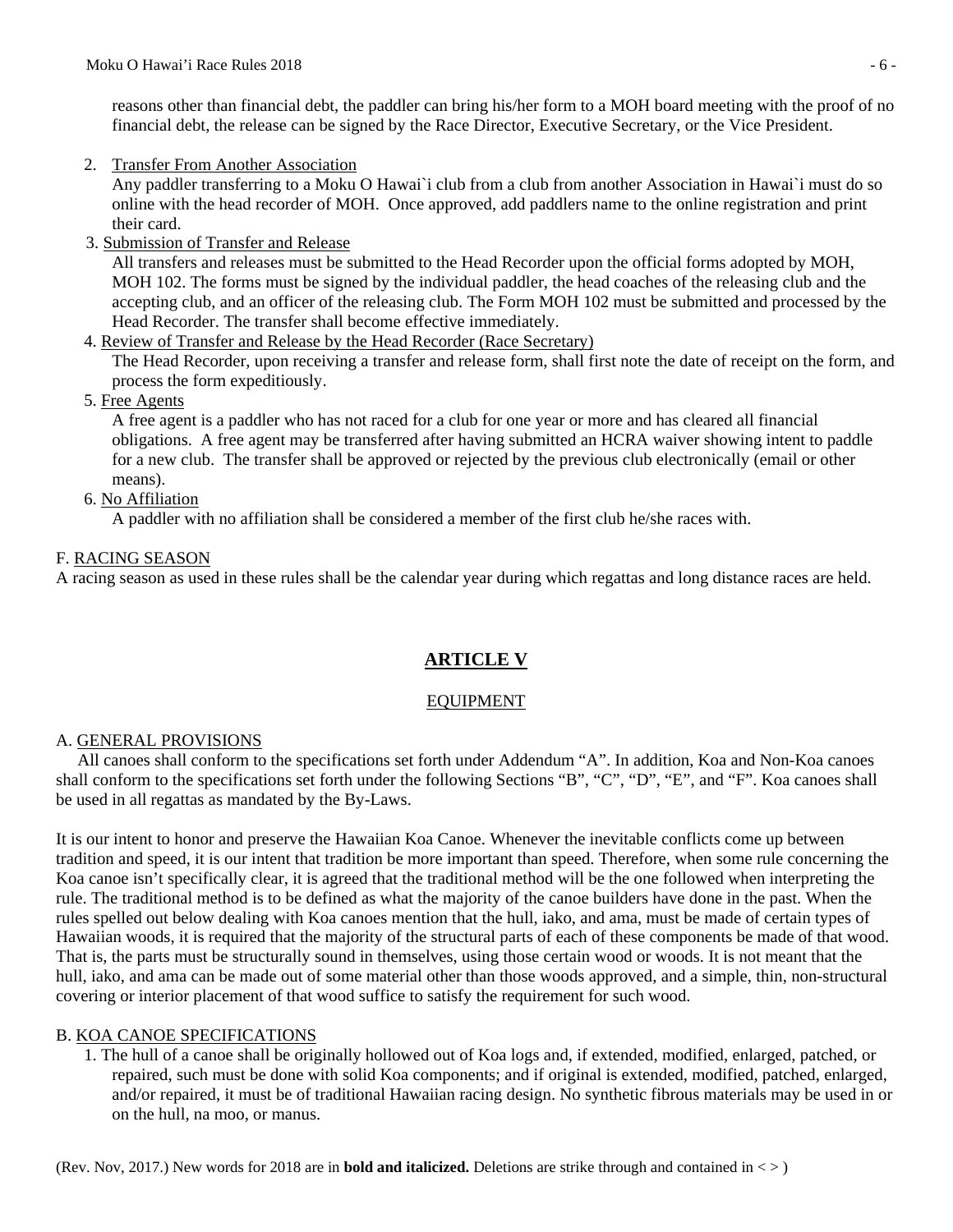reasons other than financial debt, the paddler can bring his/her form to a MOH board meeting with the proof of no financial debt, the release can be signed by the Race Director, Executive Secretary, or the Vice President.

2. Transfer From Another Association
   Any paddler transferring to a Moku O Hawai`i club from a club from another Association in Hawai`i must do so online with the head recorder of MOH. Once approved, add paddlers name to the online registration and print their card.
3. Submission of Transfer and Release
   All transfers and releases must be submitted to the Head Recorder upon the official forms adopted by MOH, MOH 102. The forms must be signed by the individual paddler, the head coaches of the releasing club and the accepting club, and an officer of the releasing club. The Form MOH 102 must be submitted and processed by the Head Recorder. The transfer shall become effective immediately.
4. Review of Transfer and Release by the Head Recorder (Race Secretary)
   The Head Recorder, upon receiving a transfer and release form, shall first note the date of receipt on the form, and process the form expeditiously.
5. Free Agents
   A free agent is a paddler who has not raced for a club for one year or more and has cleared all financial obligations. A free agent may be transferred after having submitted an HCRA waiver showing intent to paddle for a new club. The transfer shall be approved or rejected by the previous club electronically (email or other means).
6. No Affiliation
   A paddler with no affiliation shall be considered a member of the first club he/she races with.

F. RACING SEASON

A racing season as used in these rules shall be the calendar year during which regattas and long distance races are held.

## ARTICLE V

### EQUIPMENT

A. GENERAL PROVISIONS

All canoes shall conform to the specifications set forth under Addendum "A". In addition, Koa and Non-Koa canoes shall conform to the specifications set forth under the following Sections "B", "C", "D", "E", and "F". Koa canoes shall be used in all regattas as mandated by the By-Laws.

It is our intent to honor and preserve the Hawaiian Koa Canoe. Whenever the inevitable conflicts come up between tradition and speed, it is our intent that tradition be more important than speed. Therefore, when some rule concerning the Koa canoe isn't specifically clear, it is agreed that the traditional method will be the one followed when interpreting the rule. The traditional method is to be defined as what the majority of the canoe builders have done in the past. When the rules spelled out below dealing with Koa canoes mention that the hull, iako, and ama, must be made of certain types of Hawaiian woods, it is required that the majority of the structural parts of each of these components be made of that wood. That is, the parts must be structurally sound in themselves, using those certain wood or woods. It is not meant that the hull, iako, and ama can be made out of some material other than those woods approved, and a simple, thin, non-structural covering or interior placement of that wood suffice to satisfy the requirement for such wood.

B. KOA CANOE SPECIFICATIONS

1. The hull of a canoe shall be originally hollowed out of Koa logs and, if extended, modified, enlarged, patched, or repaired, such must be done with solid Koa components; and if original is extended, modified, patched, enlarged, and/or repaired, it must be of traditional Hawaiian racing design. No synthetic fibrous materials may be used in or on the hull, na moo, or manus.

(Rev. Nov, 2017.) New words for 2018 are in **bold and italicized.** Deletions are strike through and contained in < > )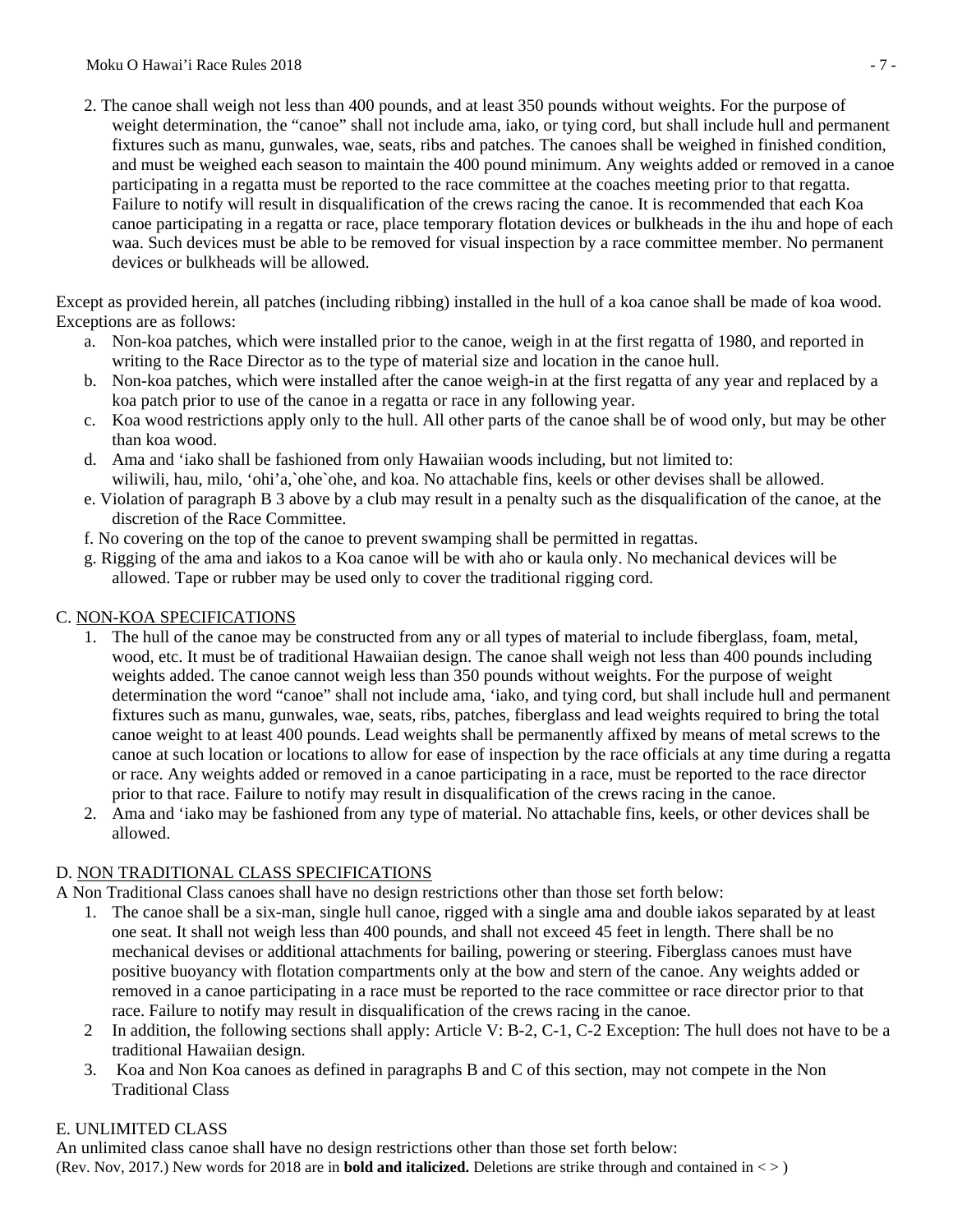2. The canoe shall weigh not less than 400 pounds, and at least 350 pounds without weights. For the purpose of weight determination, the "canoe" shall not include ama, iako, or tying cord, but shall include hull and permanent fixtures such as manu, gunwales, wae, seats, ribs and patches. The canoes shall be weighed in finished condition, and must be weighed each season to maintain the 400 pound minimum. Any weights added or removed in a canoe participating in a regatta must be reported to the race committee at the coaches meeting prior to that regatta. Failure to notify will result in disqualification of the crews racing the canoe. It is recommended that each Koa canoe participating in a regatta or race, place temporary flotation devices or bulkheads in the ihu and hope of each waa. Such devices must be able to be removed for visual inspection by a race committee member. No permanent devices or bulkheads will be allowed.

Except as provided herein, all patches (including ribbing) installed in the hull of a koa canoe shall be made of koa wood. Exceptions are as follows:

a. Non-koa patches, which were installed prior to the canoe, weigh in at the first regatta of 1980, and reported in writing to the Race Director as to the type of material size and location in the canoe hull.
b. Non-koa patches, which were installed after the canoe weigh-in at the first regatta of any year and replaced by a koa patch prior to use of the canoe in a regatta or race in any following year.
c. Koa wood restrictions apply only to the hull. All other parts of the canoe shall be of wood only, but may be other than koa wood.
d. Ama and ʻiako shall be fashioned from only Hawaiian woods including, but not limited to: wiliwili, hau, milo, ʻohiʼa,`ohe`ohe, and koa. No attachable fins, keels or other devises shall be allowed.
e. Violation of paragraph B 3 above by a club may result in a penalty such as the disqualification of the canoe, at the discretion of the Race Committee.
f. No covering on the top of the canoe to prevent swamping shall be permitted in regattas.
g. Rigging of the ama and iakos to a Koa canoe will be with aho or kaula only. No mechanical devices will be allowed. Tape or rubber may be used only to cover the traditional rigging cord.

## C. NON-KOA SPECIFICATIONS

1. The hull of the canoe may be constructed from any or all types of material to include fiberglass, foam, metal, wood, etc. It must be of traditional Hawaiian design. The canoe shall weigh not less than 400 pounds including weights added. The canoe cannot weigh less than 350 pounds without weights. For the purpose of weight determination the word "canoe" shall not include ama, ʻiako, and tying cord, but shall include hull and permanent fixtures such as manu, gunwales, wae, seats, ribs, patches, fiberglass and lead weights required to bring the total canoe weight to at least 400 pounds. Lead weights shall be permanently affixed by means of metal screws to the canoe at such location or locations to allow for ease of inspection by the race officials at any time during a regatta or race. Any weights added or removed in a canoe participating in a race, must be reported to the race director prior to that race. Failure to notify may result in disqualification of the crews racing in the canoe.
2. Ama and ʻiako may be fashioned from any type of material. No attachable fins, keels, or other devices shall be allowed.

## D. NON TRADITIONAL CLASS SPECIFICATIONS

A Non Traditional Class canoes shall have no design restrictions other than those set forth below:

1. The canoe shall be a six-man, single hull canoe, rigged with a single ama and double iakos separated by at least one seat. It shall not weigh less than 400 pounds, and shall not exceed 45 feet in length. There shall be no mechanical devises or additional attachments for bailing, powering or steering. Fiberglass canoes must have positive buoyancy with flotation compartments only at the bow and stern of the canoe. Any weights added or removed in a canoe participating in a race must be reported to the race committee or race director prior to that race. Failure to notify may result in disqualification of the crews racing in the canoe.
2. In addition, the following sections shall apply: Article V: B-2, C-1, C-2 Exception: The hull does not have to be a traditional Hawaiian design.
3. Koa and Non Koa canoes as defined in paragraphs B and C of this section, may not compete in the Non Traditional Class

## E. UNLIMITED CLASS

An unlimited class canoe shall have no design restrictions other than those set forth below:

(Rev. Nov, 2017.) New words for 2018 are in ***bold and italicized.*** Deletions are strike through and contained in < >)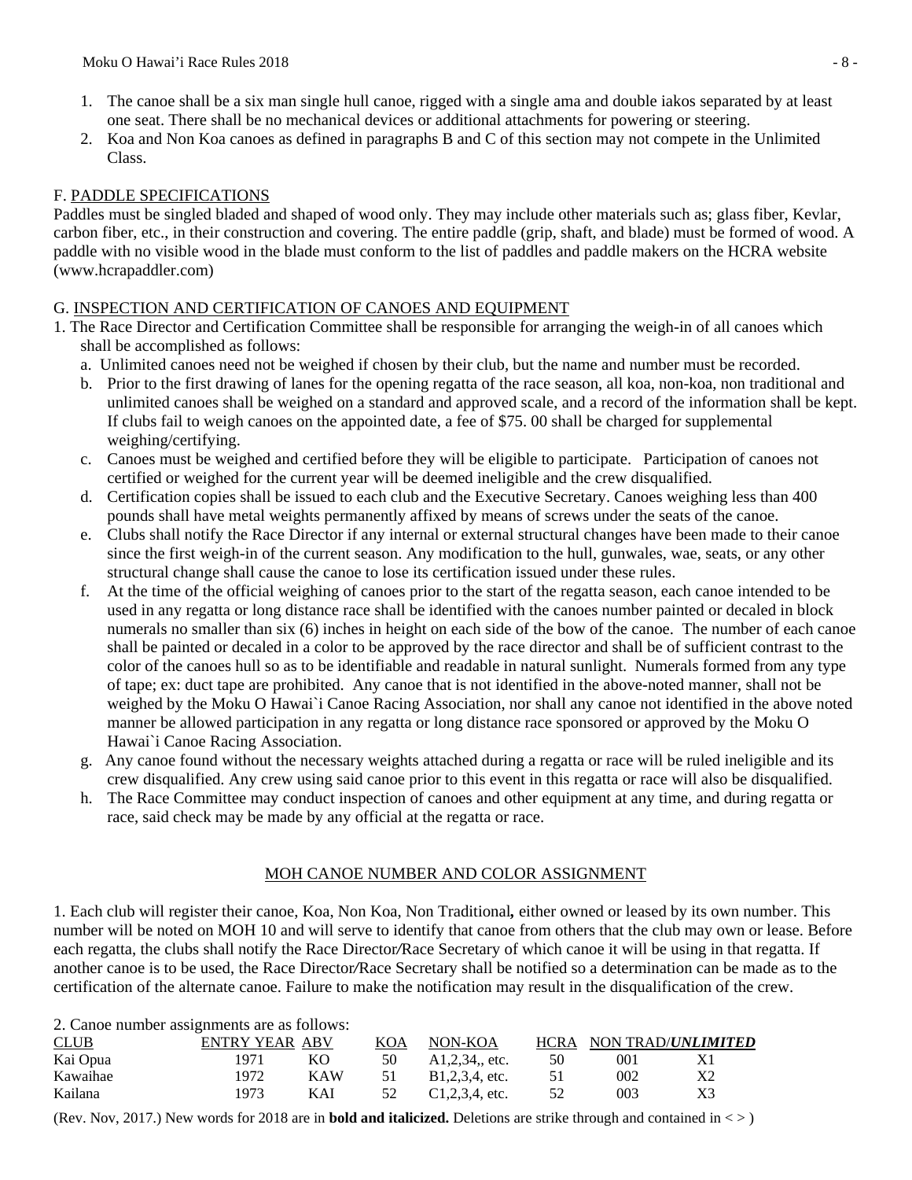1. The canoe shall be a six man single hull canoe, rigged with a single ama and double iakos separated by at least one seat. There shall be no mechanical devices or additional attachments for powering or steering.
2. Koa and Non Koa canoes as defined in paragraphs B and C of this section may not compete in the Unlimited Class.

F. PADDLE SPECIFICATIONS

Paddles must be singled bladed and shaped of wood only. They may include other materials such as; glass fiber, Kevlar, carbon fiber, etc., in their construction and covering. The entire paddle (grip, shaft, and blade) must be formed of wood. A paddle with no visible wood in the blade must conform to the list of paddles and paddle makers on the HCRA website (www.hcrapaddler.com)

G. INSPECTION AND CERTIFICATION OF CANOES AND EQUIPMENT

1. The Race Director and Certification Committee shall be responsible for arranging the weigh-in of all canoes which shall be accomplished as follows:
   a. Unlimited canoes need not be weighed if chosen by their club, but the name and number must be recorded.
   b. Prior to the first drawing of lanes for the opening regatta of the race season, all koa, non-koa, non traditional and unlimited canoes shall be weighed on a standard and approved scale, and a record of the information shall be kept. If clubs fail to weigh canoes on the appointed date, a fee of $75. 00 shall be charged for supplemental weighing/certifying.
   c. Canoes must be weighed and certified before they will be eligible to participate. Participation of canoes not certified or weighed for the current year will be deemed ineligible and the crew disqualified.
   d. Certification copies shall be issued to each club and the Executive Secretary. Canoes weighing less than 400 pounds shall have metal weights permanently affixed by means of screws under the seats of the canoe.
   e. Clubs shall notify the Race Director if any internal or external structural changes have been made to their canoe since the first weigh-in of the current season. Any modification to the hull, gunwales, wae, seats, or any other structural change shall cause the canoe to lose its certification issued under these rules.
   f. At the time of the official weighing of canoes prior to the start of the regatta season, each canoe intended to be used in any regatta or long distance race shall be identified with the canoes number painted or decaled in block numerals no smaller than six (6) inches in height on each side of the bow of the canoe. The number of each canoe shall be painted or decaled in a color to be approved by the race director and shall be of sufficient contrast to the color of the canoes hull so as to be identifiable and readable in natural sunlight. Numerals formed from any type of tape; ex: duct tape are prohibited. Any canoe that is not identified in the above-noted manner, shall not be weighed by the Moku O Hawai`i Canoe Racing Association, nor shall any canoe not identified in the above noted manner be allowed participation in any regatta or long distance race sponsored or approved by the Moku O Hawai`i Canoe Racing Association.
   g. Any canoe found without the necessary weights attached during a regatta or race will be ruled ineligible and its crew disqualified. Any crew using said canoe prior to this event in this regatta or race will also be disqualified.
   h. The Race Committee may conduct inspection of canoes and other equipment at any time, and during regatta or race, said check may be made by any official at the regatta or race.

MOH CANOE NUMBER AND COLOR ASSIGNMENT

1. Each club will register their canoe, Koa, Non Koa, Non Traditional**,** either owned or leased by its own number. This number will be noted on MOH 10 and will serve to identify that canoe from others that the club may own or lease. Before each regatta, the clubs shall notify the Race Director/Race Secretary of which canoe it will be using in that regatta. If another canoe is to be used, the Race Director/Race Secretary shall be notified so a determination can be made as to the certification of the alternate canoe. Failure to make the notification may result in the disqualification of the crew.

2. Canoe number assignments are as follows:

| CLUB | ENTRY YEAR | ABV | KOA | NON-KOA | HCRA | NON TRAD/ | ***UNLIMITED*** |
|---|---|---|---|---|---|---|---|
| Kai Opua | 1971 | KO | 50 | A1,2,34,, etc. | 50 | 001 | X1 |
| Kawaihae | 1972 | KAW | 51 | B1,2,3,4, etc. | 51 | 002 | X2 |
| Kailana | 1973 | KAI | 52 | C1,2,3,4, etc. | 52 | 003 | X3 |

(Rev. Nov, 2017.) New words for 2018 are in **bold and italicized.** Deletions are strike through and contained in < > )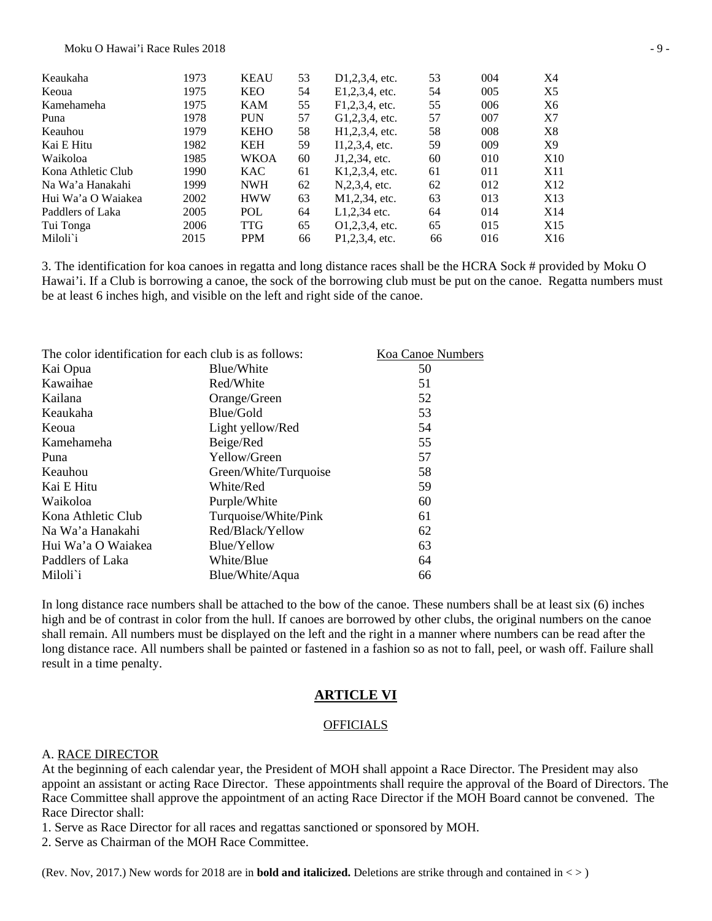| | | | | | | | |
|---|---|---|---|---|---|---|---|
| Keaukaha | 1973 | KEAU | 53 | D1,2,3,4, etc. | 53 | 004 | X4 |
| Keoua | 1975 | KEO | 54 | E1,2,3,4, etc. | 54 | 005 | X5 |
| Kamehameha | 1975 | KAM | 55 | F1,2,3,4, etc. | 55 | 006 | X6 |
| Puna | 1978 | PUN | 57 | G1,2,3,4, etc. | 57 | 007 | X7 |
| Keauhou | 1979 | KEHO | 58 | H1,2,3,4, etc. | 58 | 008 | X8 |
| Kai E Hitu | 1982 | KEH | 59 | I1,2,3,4, etc. | 59 | 009 | X9 |
| Waikoloa | 1985 | WKOA | 60 | J1,2,34, etc. | 60 | 010 | X10 |
| Kona Athletic Club | 1990 | KAC | 61 | K1,2,3,4, etc. | 61 | 011 | X11 |
| Na Wa'a Hanakahi | 1999 | NWH | 62 | N,2,3,4, etc. | 62 | 012 | X12 |
| Hui Wa'a O Waiakea | 2002 | HWW | 63 | M1,2,34, etc. | 63 | 013 | X13 |
| Paddlers of Laka | 2005 | POL | 64 | L1,2,34 etc. | 64 | 014 | X14 |
| Tui Tonga | 2006 | TTG | 65 | O1,2,3,4, etc. | 65 | 015 | X15 |
| Miloli`i | 2015 | PPM | 66 | P1,2,3,4, etc. | 66 | 016 | X16 |

3. The identification for koa canoes in regatta and long distance races shall be the HCRA Sock # provided by Moku O Hawai'i. If a Club is borrowing a canoe, the sock of the borrowing club must be put on the canoe. Regatta numbers must be at least 6 inches high, and visible on the left and right side of the canoe.

| The color identification for each club is as follows: | | Koa Canoe Numbers |
|---|---|---|
| Kai Opua | Blue/White | 50 |
| Kawaihae | Red/White | 51 |
| Kailana | Orange/Green | 52 |
| Keaukaha | Blue/Gold | 53 |
| Keoua | Light yellow/Red | 54 |
| Kamehameha | Beige/Red | 55 |
| Puna | Yellow/Green | 57 |
| Keauhou | Green/White/Turquoise | 58 |
| Kai E Hitu | White/Red | 59 |
| Waikoloa | Purple/White | 60 |
| Kona Athletic Club | Turquoise/White/Pink | 61 |
| Na Wa'a Hanakahi | Red/Black/Yellow | 62 |
| Hui Wa'a O Waiakea | Blue/Yellow | 63 |
| Paddlers of Laka | White/Blue | 64 |
| Miloli`i | Blue/White/Aqua | 66 |

In long distance race numbers shall be attached to the bow of the canoe. These numbers shall be at least six (6) inches high and be of contrast in color from the hull. If canoes are borrowed by other clubs, the original numbers on the canoe shall remain. All numbers must be displayed on the left and the right in a manner where numbers can be read after the long distance race. All numbers shall be painted or fastened in a fashion so as not to fall, peel, or wash off. Failure shall result in a time penalty.

## ARTICLE VI

### OFFICIALS

A. RACE DIRECTOR

At the beginning of each calendar year, the President of MOH shall appoint a Race Director. The President may also appoint an assistant or acting Race Director. These appointments shall require the approval of the Board of Directors. The Race Committee shall approve the appointment of an acting Race Director if the MOH Board cannot be convened. The Race Director shall:

1. Serve as Race Director for all races and regattas sanctioned or sponsored by MOH.
2. Serve as Chairman of the MOH Race Committee.

(Rev. Nov, 2017.) New words for 2018 are in **bold and italicized.** Deletions are strike through and contained in < > )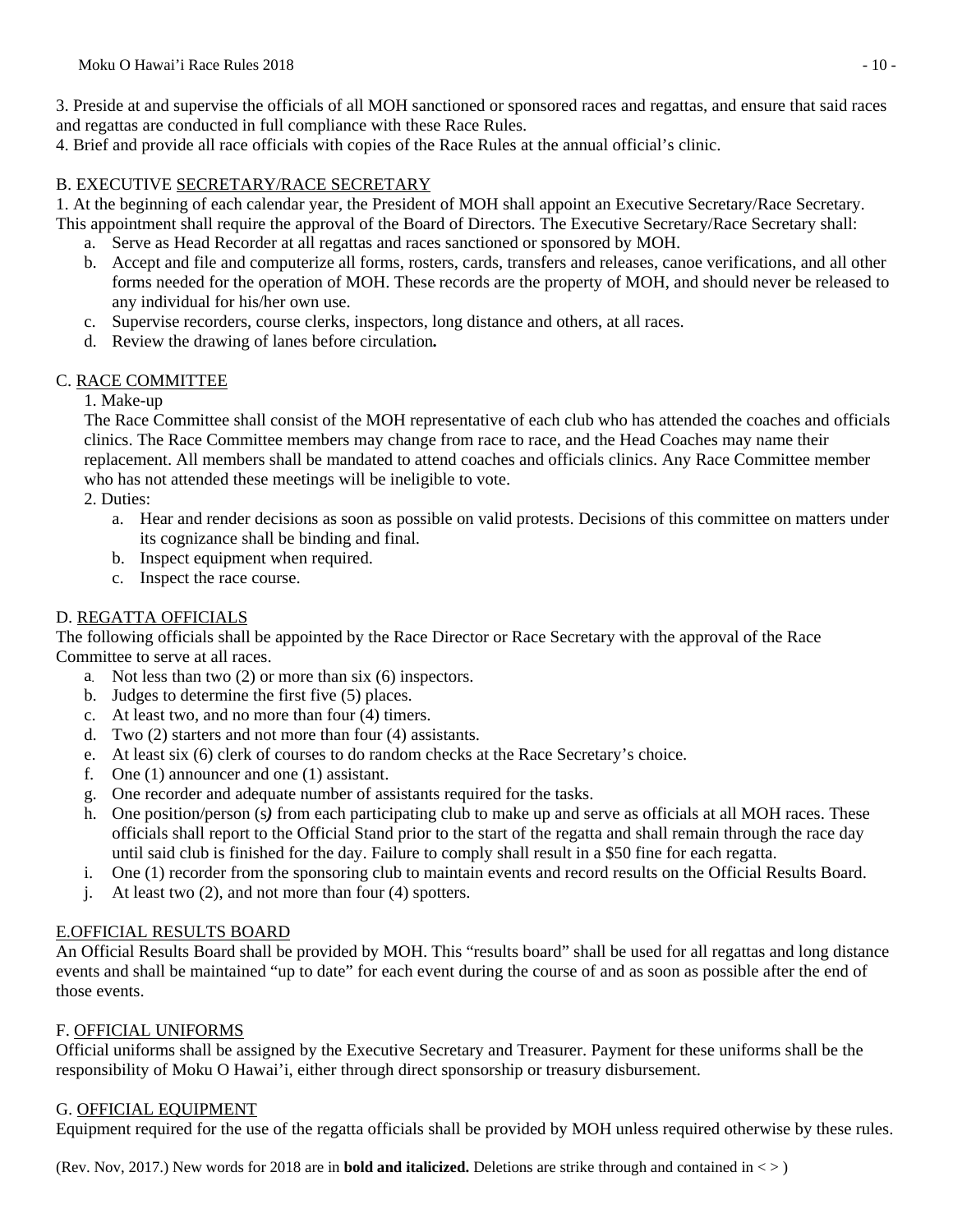3. Preside at and supervise the officials of all MOH sanctioned or sponsored races and regattas, and ensure that said races and regattas are conducted in full compliance with these Race Rules.
4. Brief and provide all race officials with copies of the Race Rules at the annual official's clinic.

B. EXECUTIVE SECRETARY/RACE SECRETARY

1. At the beginning of each calendar year, the President of MOH shall appoint an Executive Secretary/Race Secretary. This appointment shall require the approval of the Board of Directors. The Executive Secretary/Race Secretary shall:
   a. Serve as Head Recorder at all regattas and races sanctioned or sponsored by MOH.
   b. Accept and file and computerize all forms, rosters, cards, transfers and releases, canoe verifications, and all other forms needed for the operation of MOH. These records are the property of MOH, and should never be released to any individual for his/her own use.
   c. Supervise recorders, course clerks, inspectors, long distance and others, at all races.
   d. Review the drawing of lanes before circulation***.***

C. RACE COMMITTEE

1. Make-up

The Race Committee shall consist of the MOH representative of each club who has attended the coaches and officials clinics. The Race Committee members may change from race to race, and the Head Coaches may name their replacement. All members shall be mandated to attend coaches and officials clinics. Any Race Committee member who has not attended these meetings will be ineligible to vote.

2. Duties:
   a. Hear and render decisions as soon as possible on valid protests. Decisions of this committee on matters under its cognizance shall be binding and final.
   b. Inspect equipment when required.
   c. Inspect the race course.

D. REGATTA OFFICIALS

The following officials shall be appointed by the Race Director or Race Secretary with the approval of the Race Committee to serve at all races.

a. Not less than two (2) or more than six (6) inspectors.
b. Judges to determine the first five (5) places.
c. At least two, and no more than four (4) timers.
d. Two (2) starters and not more than four (4) assistants.
e. At least six (6) clerk of courses to do random checks at the Race Secretary's choice.
f. One (1) announcer and one (1) assistant.
g. One recorder and adequate number of assistants required for the tasks.
h. One position/person (s***)*** from each participating club to make up and serve as officials at all MOH races. These officials shall report to the Official Stand prior to the start of the regatta and shall remain through the race day until said club is finished for the day. Failure to comply shall result in a $50 fine for each regatta.
i. One (1) recorder from the sponsoring club to maintain events and record results on the Official Results Board.
j. At least two (2), and not more than four (4) spotters.

E.OFFICIAL RESULTS BOARD

An Official Results Board shall be provided by MOH. This "results board" shall be used for all regattas and long distance events and shall be maintained "up to date" for each event during the course of and as soon as possible after the end of those events.

F. OFFICIAL UNIFORMS

Official uniforms shall be assigned by the Executive Secretary and Treasurer. Payment for these uniforms shall be the responsibility of Moku O Hawai'i, either through direct sponsorship or treasury disbursement.

G. OFFICIAL EQUIPMENT

Equipment required for the use of the regatta officials shall be provided by MOH unless required otherwise by these rules.

(Rev. Nov, 2017.) New words for 2018 are in ***bold and italicized.*** Deletions are strike through and contained in < > )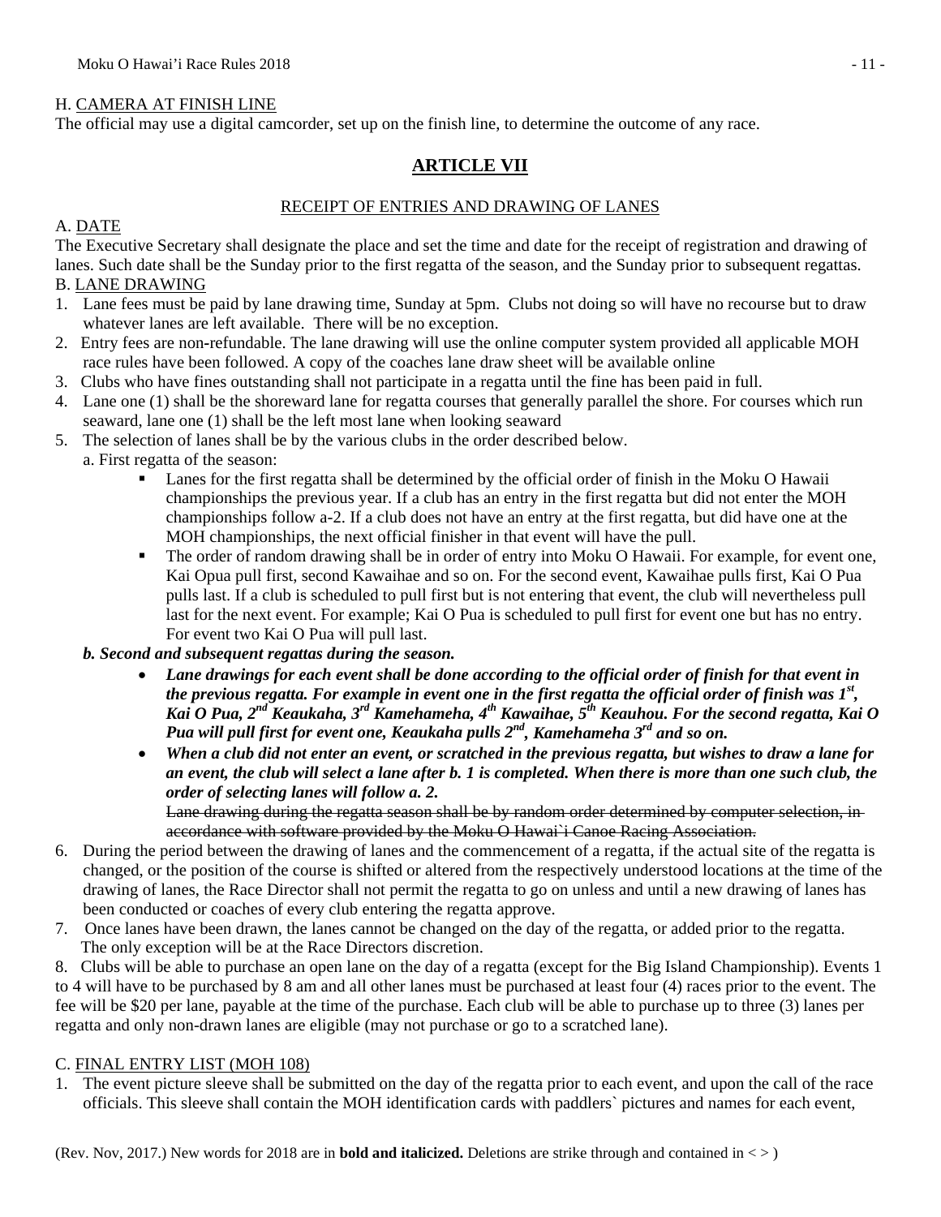H. <u>CAMERA AT FINISH LINE</u>

The official may use a digital camcorder, set up on the finish line, to determine the outcome of any race.

## ARTICLE VII

### RECEIPT OF ENTRIES AND DRAWING OF LANES

A. <u>DATE</u>

The Executive Secretary shall designate the place and set the time and date for the receipt of registration and drawing of lanes. Such date shall be the Sunday prior to the first regatta of the season, and the Sunday prior to subsequent regattas.

B. <u>LANE DRAWING</u>

1. Lane fees must be paid by lane drawing time, Sunday at 5pm. Clubs not doing so will have no recourse but to draw whatever lanes are left available. There will be no exception.
2. Entry fees are non-refundable. The lane drawing will use the online computer system provided all applicable MOH race rules have been followed. A copy of the coaches lane draw sheet will be available online
3. Clubs who have fines outstanding shall not participate in a regatta until the fine has been paid in full.
4. Lane one (1) shall be the shoreward lane for regatta courses that generally parallel the shore. For courses which run seaward, lane one (1) shall be the left most lane when looking seaward
5. The selection of lanes shall be by the various clubs in the order described below.

   a. First regatta of the season:

   - Lanes for the first regatta shall be determined by the official order of finish in the Moku O Hawaii championships the previous year. If a club has an entry in the first regatta but did not enter the MOH championships follow a-2. If a club does not have an entry at the first regatta, but did have one at the MOH championships, the next official finisher in that event will have the pull.
   - The order of random drawing shall be in order of entry into Moku O Hawaii. For example, for event one, Kai Opua pull first, second Kawaihae and so on. For the second event, Kawaihae pulls first, Kai O Pua pulls last. If a club is scheduled to pull first but is not entering that event, the club will nevertheless pull last for the next event. For example; Kai O Pua is scheduled to pull first for event one but has no entry. For event two Kai O Pua will pull last.

   ***b. Second and subsequent regattas during the season.***

   - ***Lane drawings for each event shall be done according to the official order of finish for that event in the previous regatta. For example in event one in the first regatta the official order of finish was 1st, Kai O Pua, 2nd Keaukaha, 3rd Kamehameha, 4th Kawaihae, 5th Keauhou. For the second regatta, Kai O Pua will pull first for event one, Keaukaha pulls 2nd, Kamehameha 3rd and so on.***
   - ***When a club did not enter an event, or scratched in the previous regatta, but wishes to draw a lane for an event, the club will select a lane after b. 1 is completed. When there is more than one such club, the order of selecting lanes will follow a. 2.***

     ~~Lane drawing during the regatta season shall be by random order determined by computer selection, in accordance with software provided by the Moku O Hawai`i Canoe Racing Association.~~

6. During the period between the drawing of lanes and the commencement of a regatta, if the actual site of the regatta is changed, or the position of the course is shifted or altered from the respectively understood locations at the time of the drawing of lanes, the Race Director shall not permit the regatta to go on unless and until a new drawing of lanes has been conducted or coaches of every club entering the regatta approve.
7. Once lanes have been drawn, the lanes cannot be changed on the day of the regatta, or added prior to the regatta. The only exception will be at the Race Directors discretion.
8. Clubs will be able to purchase an open lane on the day of a regatta (except for the Big Island Championship). Events 1 to 4 will have to be purchased by 8 am and all other lanes must be purchased at least four (4) races prior to the event. The fee will be $20 per lane, payable at the time of the purchase. Each club will be able to purchase up to three (3) lanes per regatta and only non-drawn lanes are eligible (may not purchase or go to a scratched lane).

C. <u>FINAL ENTRY LIST (MOH 108)</u>

1. The event picture sleeve shall be submitted on the day of the regatta prior to each event, and upon the call of the race officials. This sleeve shall contain the MOH identification cards with paddlers` pictures and names for each event,

(Rev. Nov, 2017.) New words for 2018 are in **bold and italicized.** Deletions are strike through and contained in < > )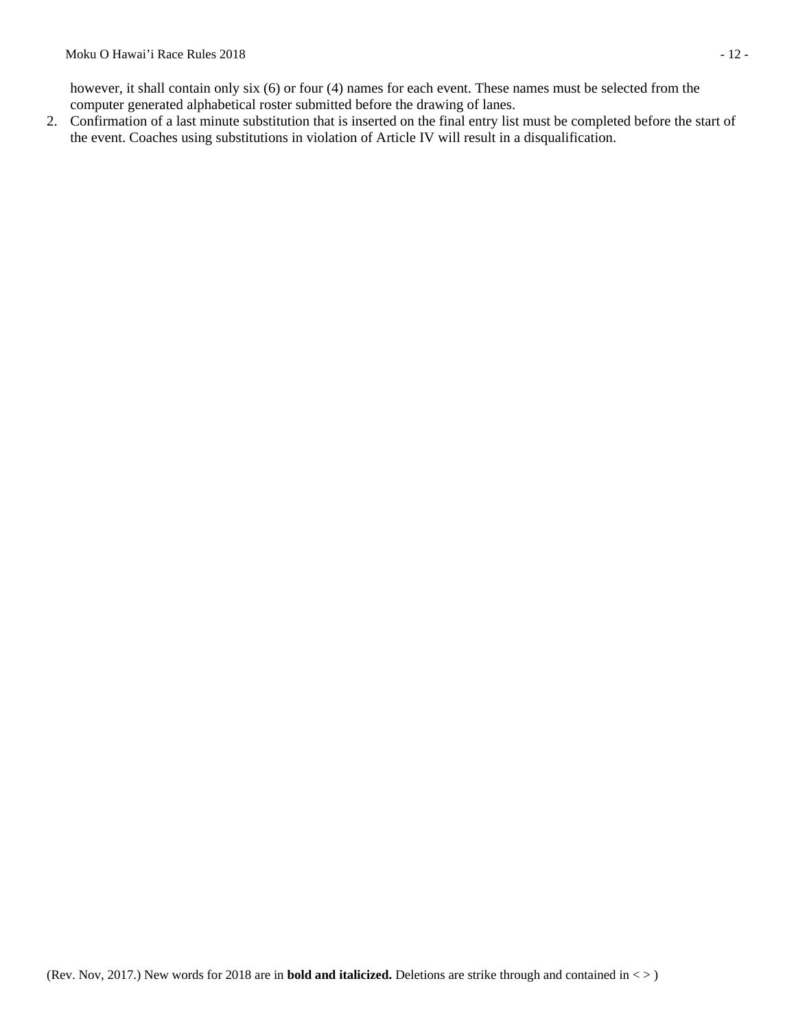however, it shall contain only six (6) or four (4) names for each event. These names must be selected from the computer generated alphabetical roster submitted before the drawing of lanes.

2. Confirmation of a last minute substitution that is inserted on the final entry list must be completed before the start of the event. Coaches using substitutions in violation of Article IV will result in a disqualification.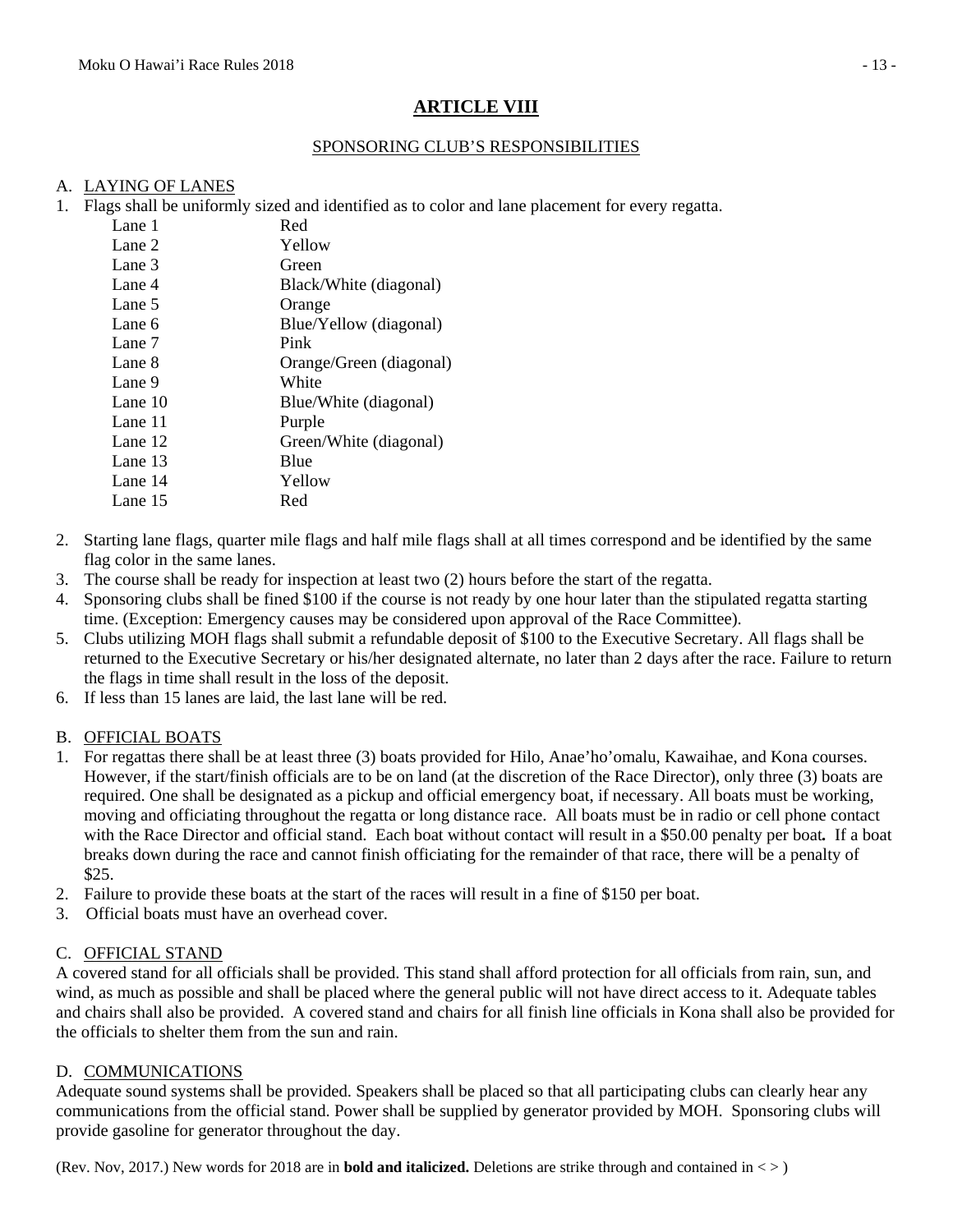# ARTICLE VIII

## SPONSORING CLUB'S RESPONSIBILITIES

### A. LAYING OF LANES

1. Flags shall be uniformly sized and identified as to color and lane placement for every regatta.

| Lane | Color |
|---|---|
| Lane 1 | Red |
| Lane 2 | Yellow |
| Lane 3 | Green |
| Lane 4 | Black/White (diagonal) |
| Lane 5 | Orange |
| Lane 6 | Blue/Yellow (diagonal) |
| Lane 7 | Pink |
| Lane 8 | Orange/Green (diagonal) |
| Lane 9 | White |
| Lane 10 | Blue/White (diagonal) |
| Lane 11 | Purple |
| Lane 12 | Green/White (diagonal) |
| Lane 13 | Blue |
| Lane 14 | Yellow |
| Lane 15 | Red |

2. Starting lane flags, quarter mile flags and half mile flags shall at all times correspond and be identified by the same flag color in the same lanes.
3. The course shall be ready for inspection at least two (2) hours before the start of the regatta.
4. Sponsoring clubs shall be fined $100 if the course is not ready by one hour later than the stipulated regatta starting time. (Exception: Emergency causes may be considered upon approval of the Race Committee).
5. Clubs utilizing MOH flags shall submit a refundable deposit of $100 to the Executive Secretary. All flags shall be returned to the Executive Secretary or his/her designated alternate, no later than 2 days after the race. Failure to return the flags in time shall result in the loss of the deposit.
6. If less than 15 lanes are laid, the last lane will be red.

### B. OFFICIAL BOATS

1. For regattas there shall be at least three (3) boats provided for Hilo, Anae'ho'omalu, Kawaihae, and Kona courses. However, if the start/finish officials are to be on land (at the discretion of the Race Director), only three (3) boats are required. One shall be designated as a pickup and official emergency boat, if necessary. All boats must be working, moving and officiating throughout the regatta or long distance race. All boats must be in radio or cell phone contact with the Race Director and official stand. Each boat without contact will result in a $50.00 penalty per boat***.*** If a boat breaks down during the race and cannot finish officiating for the remainder of that race, there will be a penalty of $25.
2. Failure to provide these boats at the start of the races will result in a fine of $150 per boat.
3. Official boats must have an overhead cover.

### C. OFFICIAL STAND

A covered stand for all officials shall be provided. This stand shall afford protection for all officials from rain, sun, and wind, as much as possible and shall be placed where the general public will not have direct access to it. Adequate tables and chairs shall also be provided. A covered stand and chairs for all finish line officials in Kona shall also be provided for the officials to shelter them from the sun and rain.

### D. COMMUNICATIONS

Adequate sound systems shall be provided. Speakers shall be placed so that all participating clubs can clearly hear any communications from the official stand. Power shall be supplied by generator provided by MOH. Sponsoring clubs will provide gasoline for generator throughout the day.

(Rev. Nov, 2017.) New words for 2018 are in ***bold and italicized.*** Deletions are strike through and contained in < > )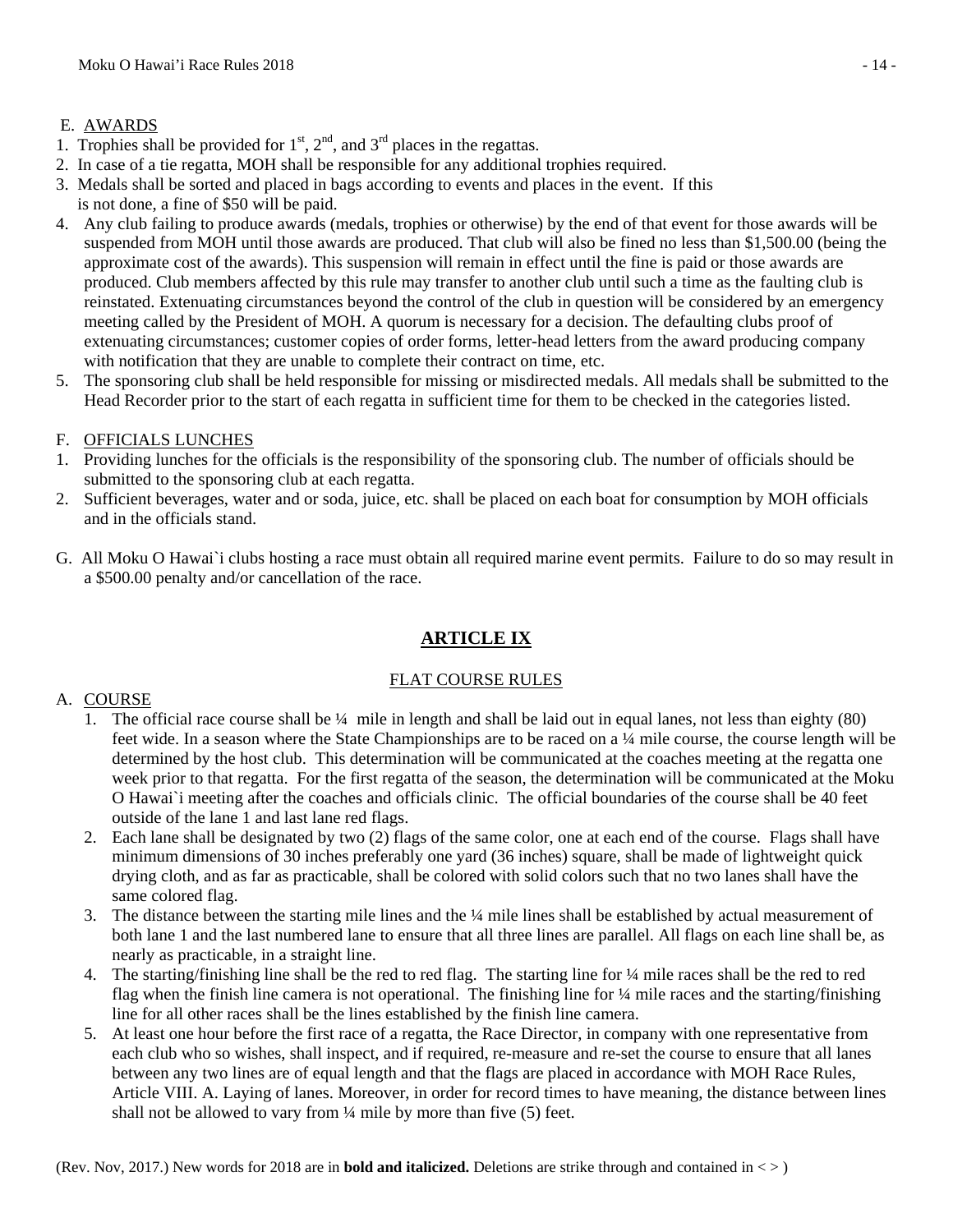E. AWARDS

1. Trophies shall be provided for 1st, 2nd, and 3rd places in the regattas.
2. In case of a tie regatta, MOH shall be responsible for any additional trophies required.
3. Medals shall be sorted and placed in bags according to events and places in the event. If this is not done, a fine of $50 will be paid.
4. Any club failing to produce awards (medals, trophies or otherwise) by the end of that event for those awards will be suspended from MOH until those awards are produced. That club will also be fined no less than $1,500.00 (being the approximate cost of the awards). This suspension will remain in effect until the fine is paid or those awards are produced. Club members affected by this rule may transfer to another club until such a time as the faulting club is reinstated. Extenuating circumstances beyond the control of the club in question will be considered by an emergency meeting called by the President of MOH. A quorum is necessary for a decision. The defaulting clubs proof of extenuating circumstances; customer copies of order forms, letter-head letters from the award producing company with notification that they are unable to complete their contract on time, etc.
5. The sponsoring club shall be held responsible for missing or misdirected medals. All medals shall be submitted to the Head Recorder prior to the start of each regatta in sufficient time for them to be checked in the categories listed.

F. OFFICIALS LUNCHES

1. Providing lunches for the officials is the responsibility of the sponsoring club. The number of officials should be submitted to the sponsoring club at each regatta.
2. Sufficient beverages, water and or soda, juice, etc. shall be placed on each boat for consumption by MOH officials and in the officials stand.

G. All Moku O Hawai`i clubs hosting a race must obtain all required marine event permits. Failure to do so may result in a $500.00 penalty and/or cancellation of the race.

# ARTICLE IX

## FLAT COURSE RULES

A. COURSE

1. The official race course shall be ¼ mile in length and shall be laid out in equal lanes, not less than eighty (80) feet wide. In a season where the State Championships are to be raced on a ¼ mile course, the course length will be determined by the host club. This determination will be communicated at the coaches meeting at the regatta one week prior to that regatta. For the first regatta of the season, the determination will be communicated at the Moku O Hawai`i meeting after the coaches and officials clinic. The official boundaries of the course shall be 40 feet outside of the lane 1 and last lane red flags.
2. Each lane shall be designated by two (2) flags of the same color, one at each end of the course. Flags shall have minimum dimensions of 30 inches preferably one yard (36 inches) square, shall be made of lightweight quick drying cloth, and as far as practicable, shall be colored with solid colors such that no two lanes shall have the same colored flag.
3. The distance between the starting mile lines and the ¼ mile lines shall be established by actual measurement of both lane 1 and the last numbered lane to ensure that all three lines are parallel. All flags on each line shall be, as nearly as practicable, in a straight line.
4. The starting/finishing line shall be the red to red flag. The starting line for ¼ mile races shall be the red to red flag when the finish line camera is not operational. The finishing line for ¼ mile races and the starting/finishing line for all other races shall be the lines established by the finish line camera.
5. At least one hour before the first race of a regatta, the Race Director, in company with one representative from each club who so wishes, shall inspect, and if required, re-measure and re-set the course to ensure that all lanes between any two lines are of equal length and that the flags are placed in accordance with MOH Race Rules, Article VIII. A. Laying of lanes. Moreover, in order for record times to have meaning, the distance between lines shall not be allowed to vary from ¼ mile by more than five (5) feet.

(Rev. Nov, 2017.) New words for 2018 are in **bold and italicized.** Deletions are strike through and contained in < >)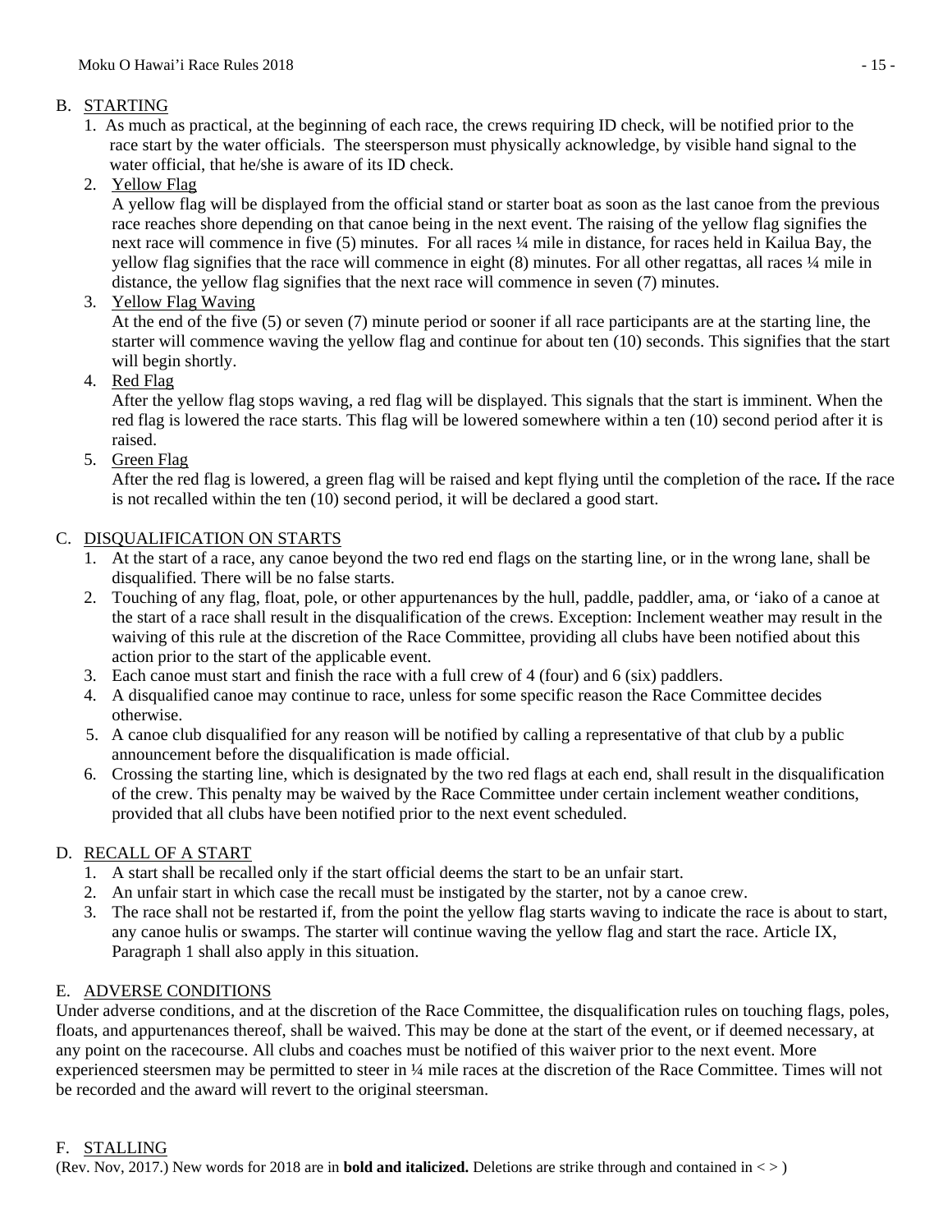## B. STARTING

1. As much as practical, at the beginning of each race, the crews requiring ID check, will be notified prior to the race start by the water officials. The steersperson must physically acknowledge, by visible hand signal to the water official, that he/she is aware of its ID check.
2. Yellow Flag
   A yellow flag will be displayed from the official stand or starter boat as soon as the last canoe from the previous race reaches shore depending on that canoe being in the next event. The raising of the yellow flag signifies the next race will commence in five (5) minutes. For all races ¼ mile in distance, for races held in Kailua Bay, the yellow flag signifies that the race will commence in eight (8) minutes. For all other regattas, all races ¼ mile in distance, the yellow flag signifies that the next race will commence in seven (7) minutes.
3. Yellow Flag Waving
   At the end of the five (5) or seven (7) minute period or sooner if all race participants are at the starting line, the starter will commence waving the yellow flag and continue for about ten (10) seconds. This signifies that the start will begin shortly.
4. Red Flag
   After the yellow flag stops waving, a red flag will be displayed. This signals that the start is imminent. When the red flag is lowered the race starts. This flag will be lowered somewhere within a ten (10) second period after it is raised.
5. Green Flag
   After the red flag is lowered, a green flag will be raised and kept flying until the completion of the race**.** If the race is not recalled within the ten (10) second period, it will be declared a good start.

## C. DISQUALIFICATION ON STARTS

1. At the start of a race, any canoe beyond the two red end flags on the starting line, or in the wrong lane, shall be disqualified. There will be no false starts.
2. Touching of any flag, float, pole, or other appurtenances by the hull, paddle, paddler, ama, or ʻiako of a canoe at the start of a race shall result in the disqualification of the crews. Exception: Inclement weather may result in the waiving of this rule at the discretion of the Race Committee, providing all clubs have been notified about this action prior to the start of the applicable event.
3. Each canoe must start and finish the race with a full crew of 4 (four) and 6 (six) paddlers.
4. A disqualified canoe may continue to race, unless for some specific reason the Race Committee decides otherwise.
5. A canoe club disqualified for any reason will be notified by calling a representative of that club by a public announcement before the disqualification is made official.
6. Crossing the starting line, which is designated by the two red flags at each end, shall result in the disqualification of the crew. This penalty may be waived by the Race Committee under certain inclement weather conditions, provided that all clubs have been notified prior to the next event scheduled.

## D. RECALL OF A START

1. A start shall be recalled only if the start official deems the start to be an unfair start.
2. An unfair start in which case the recall must be instigated by the starter, not by a canoe crew.
3. The race shall not be restarted if, from the point the yellow flag starts waving to indicate the race is about to start, any canoe hulis or swamps. The starter will continue waving the yellow flag and start the race. Article IX, Paragraph 1 shall also apply in this situation.

## E. ADVERSE CONDITIONS

Under adverse conditions, and at the discretion of the Race Committee, the disqualification rules on touching flags, poles, floats, and appurtenances thereof, shall be waived. This may be done at the start of the event, or if deemed necessary, at any point on the racecourse. All clubs and coaches must be notified of this waiver prior to the next event. More experienced steersmen may be permitted to steer in ¼ mile races at the discretion of the Race Committee. Times will not be recorded and the award will revert to the original steersman.

## F. STALLING

(Rev. Nov, 2017.) New words for 2018 are in **bold and italicized.** Deletions are strike through and contained in < >)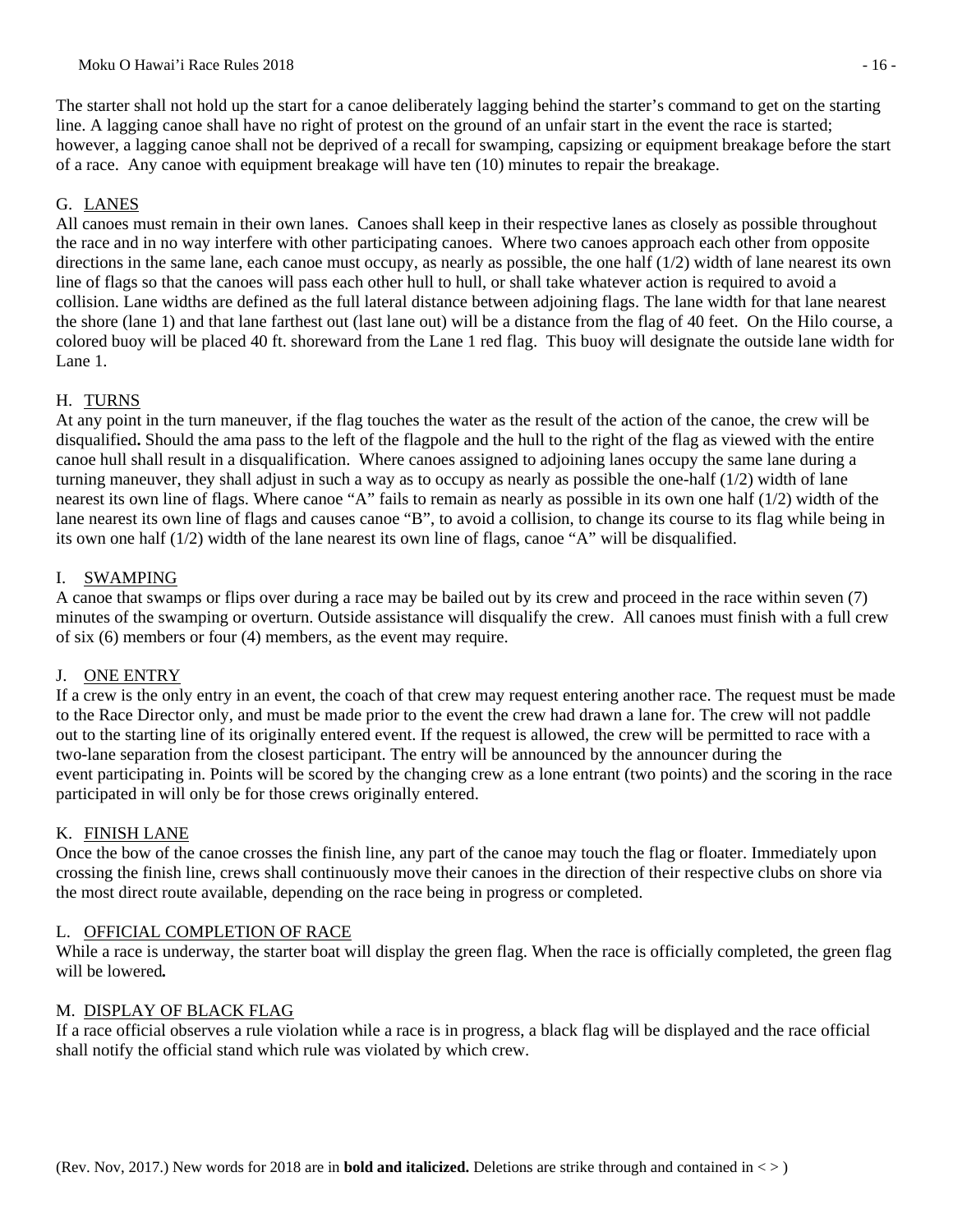The starter shall not hold up the start for a canoe deliberately lagging behind the starter's command to get on the starting line. A lagging canoe shall have no right of protest on the ground of an unfair start in the event the race is started; however, a lagging canoe shall not be deprived of a recall for swamping, capsizing or equipment breakage before the start of a race. Any canoe with equipment breakage will have ten (10) minutes to repair the breakage.

G. <u>LANES</u>

All canoes must remain in their own lanes. Canoes shall keep in their respective lanes as closely as possible throughout the race and in no way interfere with other participating canoes. Where two canoes approach each other from opposite directions in the same lane, each canoe must occupy, as nearly as possible, the one half (1/2) width of lane nearest its own line of flags so that the canoes will pass each other hull to hull, or shall take whatever action is required to avoid a collision. Lane widths are defined as the full lateral distance between adjoining flags. The lane width for that lane nearest the shore (lane 1) and that lane farthest out (last lane out) will be a distance from the flag of 40 feet. On the Hilo course, a colored buoy will be placed 40 ft. shoreward from the Lane 1 red flag. This buoy will designate the outside lane width for Lane 1.

H. <u>TURNS</u>

At any point in the turn maneuver, if the flag touches the water as the result of the action of the canoe, the crew will be disqualified**.** Should the ama pass to the left of the flagpole and the hull to the right of the flag as viewed with the entire canoe hull shall result in a disqualification. Where canoes assigned to adjoining lanes occupy the same lane during a turning maneuver, they shall adjust in such a way as to occupy as nearly as possible the one-half (1/2) width of lane nearest its own line of flags. Where canoe "A" fails to remain as nearly as possible in its own one half (1/2) width of the lane nearest its own line of flags and causes canoe "B", to avoid a collision, to change its course to its flag while being in its own one half (1/2) width of the lane nearest its own line of flags, canoe "A" will be disqualified.

I. <u>SWAMPING</u>

A canoe that swamps or flips over during a race may be bailed out by its crew and proceed in the race within seven (7) minutes of the swamping or overturn. Outside assistance will disqualify the crew. All canoes must finish with a full crew of six (6) members or four (4) members, as the event may require.

J. <u>ONE ENTRY</u>

If a crew is the only entry in an event, the coach of that crew may request entering another race. The request must be made to the Race Director only, and must be made prior to the event the crew had drawn a lane for. The crew will not paddle out to the starting line of its originally entered event. If the request is allowed, the crew will be permitted to race with a two-lane separation from the closest participant. The entry will be announced by the announcer during the event participating in. Points will be scored by the changing crew as a lone entrant (two points) and the scoring in the race participated in will only be for those crews originally entered.

K. <u>FINISH LANE</u>

Once the bow of the canoe crosses the finish line, any part of the canoe may touch the flag or floater. Immediately upon crossing the finish line, crews shall continuously move their canoes in the direction of their respective clubs on shore via the most direct route available, depending on the race being in progress or completed.

L. <u>OFFICIAL COMPLETION OF RACE</u>

While a race is underway, the starter boat will display the green flag. When the race is officially completed, the green flag will be lowered***.***

M. <u>DISPLAY OF BLACK FLAG</u>

If a race official observes a rule violation while a race is in progress, a black flag will be displayed and the race official shall notify the official stand which rule was violated by which crew.

(Rev. Nov, 2017.) New words for 2018 are in ***bold and italicized.*** Deletions are strike through and contained in < > )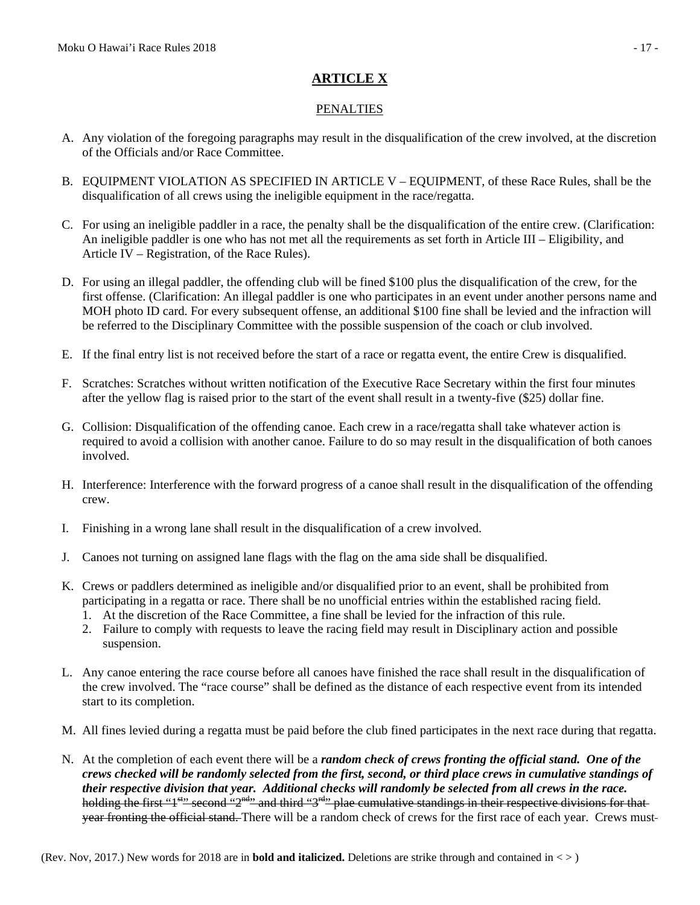# ARTICLE X

## PENALTIES

A. Any violation of the foregoing paragraphs may result in the disqualification of the crew involved, at the discretion of the Officials and/or Race Committee.

B. EQUIPMENT VIOLATION AS SPECIFIED IN ARTICLE V – EQUIPMENT, of these Race Rules, shall be the disqualification of all crews using the ineligible equipment in the race/regatta.

C. For using an ineligible paddler in a race, the penalty shall be the disqualification of the entire crew. (Clarification: An ineligible paddler is one who has not met all the requirements as set forth in Article III – Eligibility, and Article IV – Registration, of the Race Rules).

D. For using an illegal paddler, the offending club will be fined $100 plus the disqualification of the crew, for the first offense. (Clarification: An illegal paddler is one who participates in an event under another persons name and MOH photo ID card. For every subsequent offense, an additional $100 fine shall be levied and the infraction will be referred to the Disciplinary Committee with the possible suspension of the coach or club involved.

E. If the final entry list is not received before the start of a race or regatta event, the entire Crew is disqualified.

F. Scratches: Scratches without written notification of the Executive Race Secretary within the first four minutes after the yellow flag is raised prior to the start of the event shall result in a twenty-five ($25) dollar fine.

G. Collision: Disqualification of the offending canoe. Each crew in a race/regatta shall take whatever action is required to avoid a collision with another canoe. Failure to do so may result in the disqualification of both canoes involved.

H. Interference: Interference with the forward progress of a canoe shall result in the disqualification of the offending crew.

I. Finishing in a wrong lane shall result in the disqualification of a crew involved.

J. Canoes not turning on assigned lane flags with the flag on the ama side shall be disqualified.

K. Crews or paddlers determined as ineligible and/or disqualified prior to an event, shall be prohibited from participating in a regatta or race. There shall be no unofficial entries within the established racing field.
   1. At the discretion of the Race Committee, a fine shall be levied for the infraction of this rule.
   2. Failure to comply with requests to leave the racing field may result in Disciplinary action and possible suspension.

L. Any canoe entering the race course before all canoes have finished the race shall result in the disqualification of the crew involved. The "race course" shall be defined as the distance of each respective event from its intended start to its completion.

M. All fines levied during a regatta must be paid before the club fined participates in the next race during that regatta.

N. At the completion of each event there will be a ***random check of crews fronting the official stand. One of the crews checked will be randomly selected from the first, second, or third place crews in cumulative standings of their respective division that year. Additional checks will randomly be selected from all crews in the race.*** ~~holding the first "1st" second "2nd" and third "3rd" plae cumulative standings in their respective divisions for that year fronting the official stand.~~ There will be a random check of crews for the first race of each year. Crews must

(Rev. Nov, 2017.) New words for 2018 are in **bold and italicized.** Deletions are strike through and contained in < > )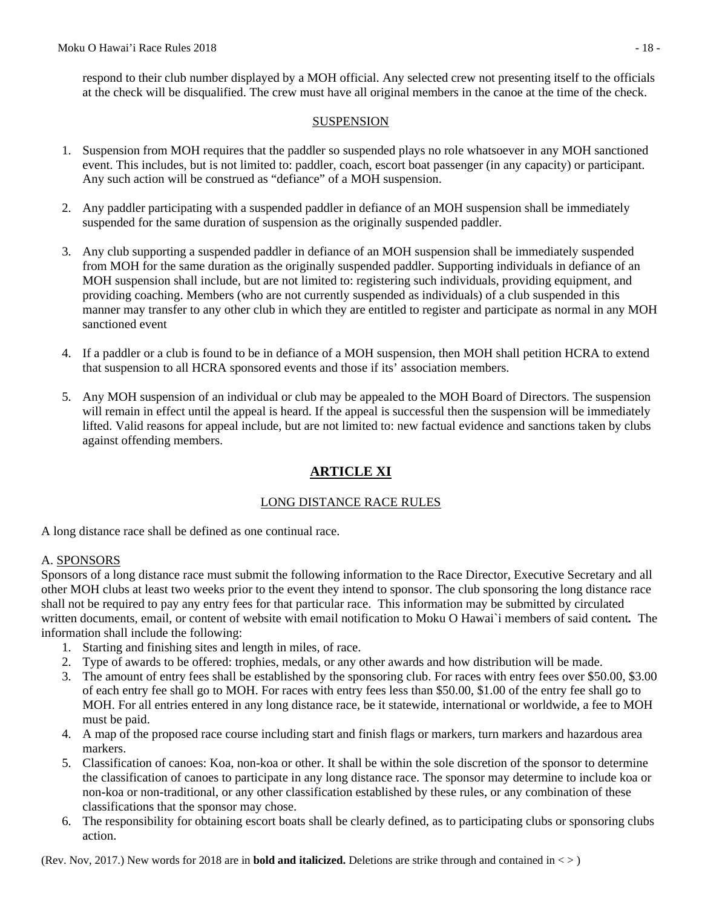respond to their club number displayed by a MOH official. Any selected crew not presenting itself to the officials at the check will be disqualified. The crew must have all original members in the canoe at the time of the check.

SUSPENSION

1. Suspension from MOH requires that the paddler so suspended plays no role whatsoever in any MOH sanctioned event. This includes, but is not limited to: paddler, coach, escort boat passenger (in any capacity) or participant. Any such action will be construed as "defiance" of a MOH suspension.

2. Any paddler participating with a suspended paddler in defiance of an MOH suspension shall be immediately suspended for the same duration of suspension as the originally suspended paddler.

3. Any club supporting a suspended paddler in defiance of an MOH suspension shall be immediately suspended from MOH for the same duration as the originally suspended paddler. Supporting individuals in defiance of an MOH suspension shall include, but are not limited to: registering such individuals, providing equipment, and providing coaching. Members (who are not currently suspended as individuals) of a club suspended in this manner may transfer to any other club in which they are entitled to register and participate as normal in any MOH sanctioned event

4. If a paddler or a club is found to be in defiance of a MOH suspension, then MOH shall petition HCRA to extend that suspension to all HCRA sponsored events and those if its' association members.

5. Any MOH suspension of an individual or club may be appealed to the MOH Board of Directors. The suspension will remain in effect until the appeal is heard. If the appeal is successful then the suspension will be immediately lifted. Valid reasons for appeal include, but are not limited to: new factual evidence and sanctions taken by clubs against offending members.

## ARTICLE XI

LONG DISTANCE RACE RULES

A long distance race shall be defined as one continual race.

A. SPONSORS

Sponsors of a long distance race must submit the following information to the Race Director, Executive Secretary and all other MOH clubs at least two weeks prior to the event they intend to sponsor. The club sponsoring the long distance race shall not be required to pay any entry fees for that particular race. This information may be submitted by circulated written documents, email, or content of website with email notification to Moku O Hawai`i members of said content***.*** The information shall include the following:

1. Starting and finishing sites and length in miles, of race.
2. Type of awards to be offered: trophies, medals, or any other awards and how distribution will be made.
3. The amount of entry fees shall be established by the sponsoring club. For races with entry fees over $50.00, $3.00 of each entry fee shall go to MOH. For races with entry fees less than $50.00, $1.00 of the entry fee shall go to MOH. For all entries entered in any long distance race, be it statewide, international or worldwide, a fee to MOH must be paid.
4. A map of the proposed race course including start and finish flags or markers, turn markers and hazardous area markers.
5. Classification of canoes: Koa, non-koa or other. It shall be within the sole discretion of the sponsor to determine the classification of canoes to participate in any long distance race. The sponsor may determine to include koa or non-koa or non-traditional, or any other classification established by these rules, or any combination of these classifications that the sponsor may chose.
6. The responsibility for obtaining escort boats shall be clearly defined, as to participating clubs or sponsoring clubs action.

(Rev. Nov, 2017.) New words for 2018 are in **bold and italicized.** Deletions are strike through and contained in < > )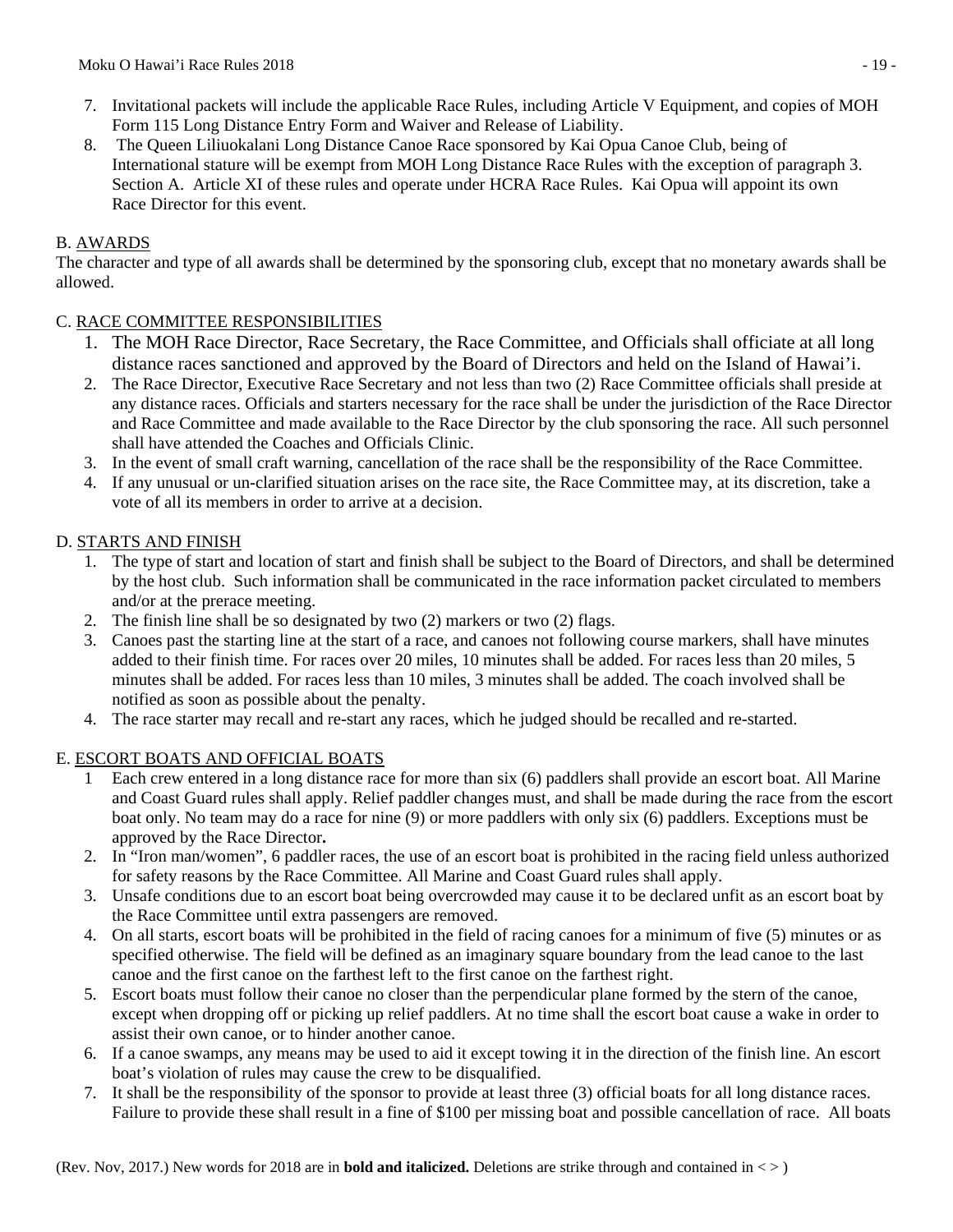7. Invitational packets will include the applicable Race Rules, including Article V Equipment, and copies of MOH Form 115 Long Distance Entry Form and Waiver and Release of Liability.
8. The Queen Liliuokalani Long Distance Canoe Race sponsored by Kai Opua Canoe Club, being of International stature will be exempt from MOH Long Distance Race Rules with the exception of paragraph 3. Section A. Article XI of these rules and operate under HCRA Race Rules. Kai Opua will appoint its own Race Director for this event.

B. <u>AWARDS</u>

The character and type of all awards shall be determined by the sponsoring club, except that no monetary awards shall be allowed.

C. <u>RACE COMMITTEE RESPONSIBILITIES</u>

1. The MOH Race Director, Race Secretary, the Race Committee, and Officials shall officiate at all long distance races sanctioned and approved by the Board of Directors and held on the Island of Hawai'i.
2. The Race Director, Executive Race Secretary and not less than two (2) Race Committee officials shall preside at any distance races. Officials and starters necessary for the race shall be under the jurisdiction of the Race Director and Race Committee and made available to the Race Director by the club sponsoring the race. All such personnel shall have attended the Coaches and Officials Clinic.
3. In the event of small craft warning, cancellation of the race shall be the responsibility of the Race Committee.
4. If any unusual or un-clarified situation arises on the race site, the Race Committee may, at its discretion, take a vote of all its members in order to arrive at a decision.

D. <u>STARTS AND FINISH</u>

1. The type of start and location of start and finish shall be subject to the Board of Directors, and shall be determined by the host club. Such information shall be communicated in the race information packet circulated to members and/or at the prerace meeting.
2. The finish line shall be so designated by two (2) markers or two (2) flags.
3. Canoes past the starting line at the start of a race, and canoes not following course markers, shall have minutes added to their finish time. For races over 20 miles, 10 minutes shall be added. For races less than 20 miles, 5 minutes shall be added. For races less than 10 miles, 3 minutes shall be added. The coach involved shall be notified as soon as possible about the penalty.
4. The race starter may recall and re-start any races, which he judged should be recalled and re-started.

E. <u>ESCORT BOATS AND OFFICIAL BOATS</u>

1. Each crew entered in a long distance race for more than six (6) paddlers shall provide an escort boat. All Marine and Coast Guard rules shall apply. Relief paddler changes must, and shall be made during the race from the escort boat only. No team may do a race for nine (9) or more paddlers with only six (6) paddlers. Exceptions must be approved by the Race Director**.**
2. In "Iron man/women", 6 paddler races, the use of an escort boat is prohibited in the racing field unless authorized for safety reasons by the Race Committee. All Marine and Coast Guard rules shall apply.
3. Unsafe conditions due to an escort boat being overcrowded may cause it to be declared unfit as an escort boat by the Race Committee until extra passengers are removed.
4. On all starts, escort boats will be prohibited in the field of racing canoes for a minimum of five (5) minutes or as specified otherwise. The field will be defined as an imaginary square boundary from the lead canoe to the last canoe and the first canoe on the farthest left to the first canoe on the farthest right.
5. Escort boats must follow their canoe no closer than the perpendicular plane formed by the stern of the canoe, except when dropping off or picking up relief paddlers. At no time shall the escort boat cause a wake in order to assist their own canoe, or to hinder another canoe.
6. If a canoe swamps, any means may be used to aid it except towing it in the direction of the finish line. An escort boat's violation of rules may cause the crew to be disqualified.
7. It shall be the responsibility of the sponsor to provide at least three (3) official boats for all long distance races. Failure to provide these shall result in a fine of $100 per missing boat and possible cancellation of race. All boats

(Rev. Nov, 2017.) New words for 2018 are in **bold and italicized.** Deletions are strike through and contained in < >)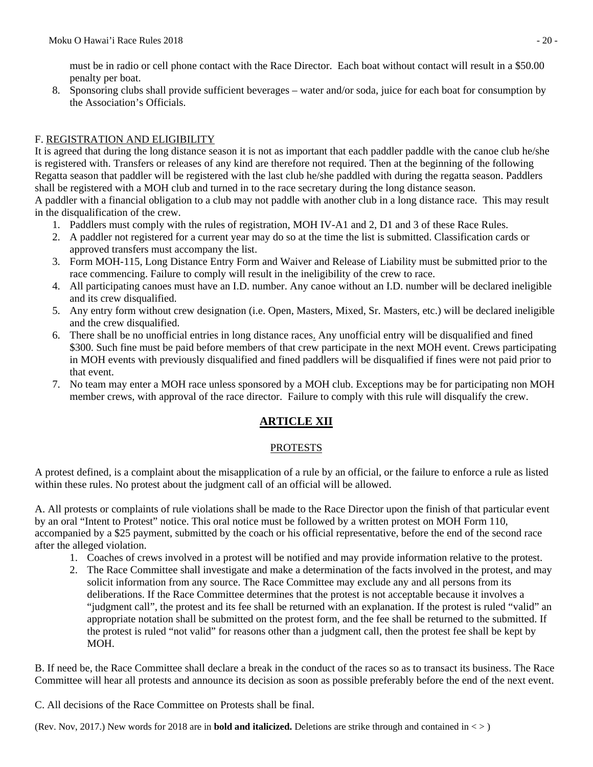must be in radio or cell phone contact with the Race Director. Each boat without contact will result in a $50.00 penalty per boat.

8. Sponsoring clubs shall provide sufficient beverages – water and/or soda, juice for each boat for consumption by the Association's Officials.

F. REGISTRATION AND ELIGIBILITY

It is agreed that during the long distance season it is not as important that each paddler paddle with the canoe club he/she is registered with. Transfers or releases of any kind are therefore not required. Then at the beginning of the following Regatta season that paddler will be registered with the last club he/she paddled with during the regatta season. Paddlers shall be registered with a MOH club and turned in to the race secretary during the long distance season.

A paddler with a financial obligation to a club may not paddle with another club in a long distance race. This may result in the disqualification of the crew.

1. Paddlers must comply with the rules of registration, MOH IV-A1 and 2, D1 and 3 of these Race Rules.
2. A paddler not registered for a current year may do so at the time the list is submitted. Classification cards or approved transfers must accompany the list.
3. Form MOH-115, Long Distance Entry Form and Waiver and Release of Liability must be submitted prior to the race commencing. Failure to comply will result in the ineligibility of the crew to race.
4. All participating canoes must have an I.D. number. Any canoe without an I.D. number will be declared ineligible and its crew disqualified.
5. Any entry form without crew designation (i.e. Open, Masters, Mixed, Sr. Masters, etc.) will be declared ineligible and the crew disqualified.
6. There shall be no unofficial entries in long distance races. Any unofficial entry will be disqualified and fined $300. Such fine must be paid before members of that crew participate in the next MOH event. Crews participating in MOH events with previously disqualified and fined paddlers will be disqualified if fines were not paid prior to that event.
7. No team may enter a MOH race unless sponsored by a MOH club. Exceptions may be for participating non MOH member crews, with approval of the race director. Failure to comply with this rule will disqualify the crew.

## ARTICLE XII

### PROTESTS

A protest defined, is a complaint about the misapplication of a rule by an official, or the failure to enforce a rule as listed within these rules. No protest about the judgment call of an official will be allowed.

A. All protests or complaints of rule violations shall be made to the Race Director upon the finish of that particular event by an oral "Intent to Protest" notice. This oral notice must be followed by a written protest on MOH Form 110, accompanied by a $25 payment, submitted by the coach or his official representative, before the end of the second race after the alleged violation.

1. Coaches of crews involved in a protest will be notified and may provide information relative to the protest.
2. The Race Committee shall investigate and make a determination of the facts involved in the protest, and may solicit information from any source. The Race Committee may exclude any and all persons from its deliberations. If the Race Committee determines that the protest is not acceptable because it involves a "judgment call", the protest and its fee shall be returned with an explanation. If the protest is ruled "valid" an appropriate notation shall be submitted on the protest form, and the fee shall be returned to the submitted. If the protest is ruled "not valid" for reasons other than a judgment call, then the protest fee shall be kept by MOH.

B. If need be, the Race Committee shall declare a break in the conduct of the races so as to transact its business. The Race Committee will hear all protests and announce its decision as soon as possible preferably before the end of the next event.

C. All decisions of the Race Committee on Protests shall be final.

(Rev. Nov, 2017.) New words for 2018 are in **bold and italicized.** Deletions are strike through and contained in < > )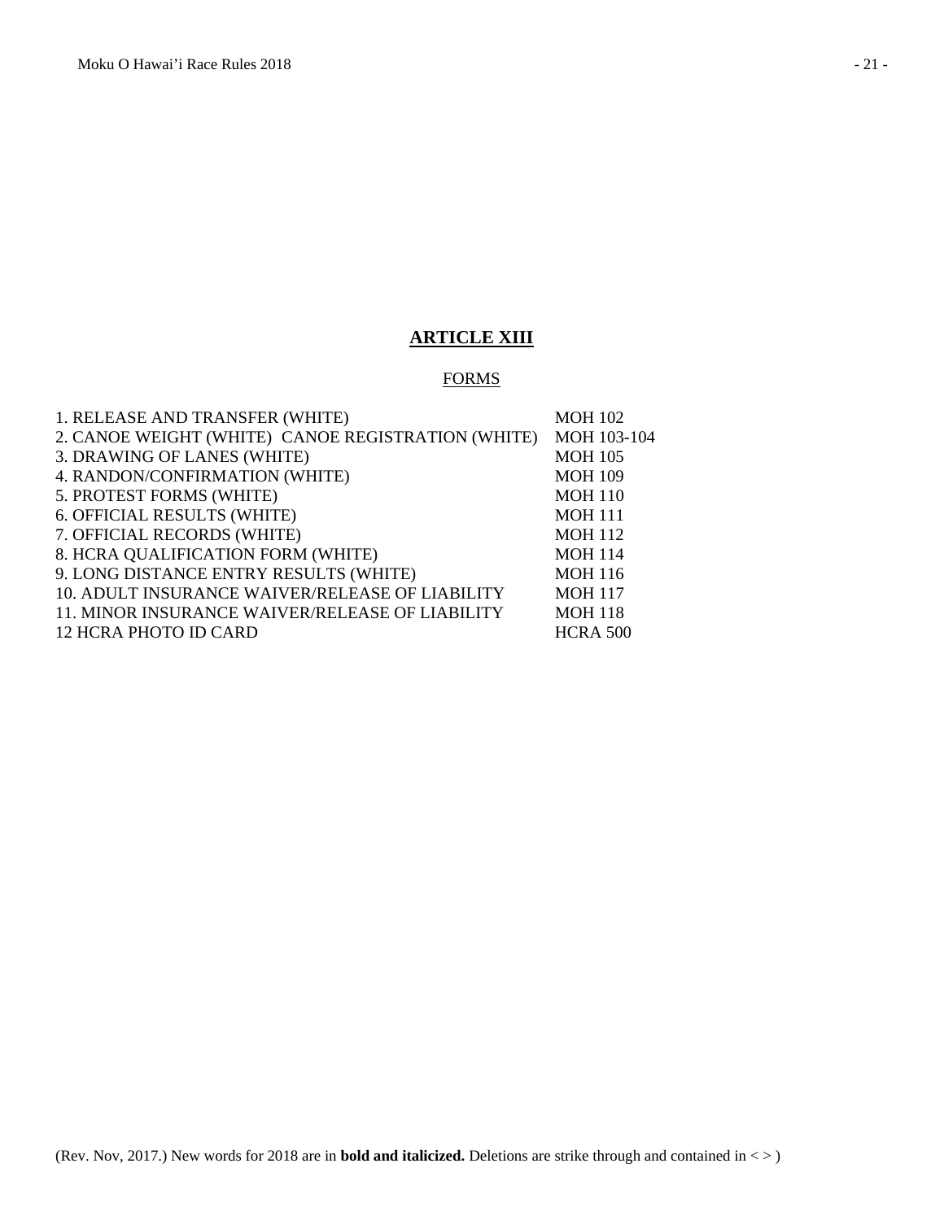# ARTICLE XIII

## FORMS

| | |
|---|---|
| 1. RELEASE AND TRANSFER (WHITE) | MOH 102 |
| 2. CANOE WEIGHT (WHITE) CANOE REGISTRATION (WHITE) | MOH 103-104 |
| 3. DRAWING OF LANES (WHITE) | MOH 105 |
| 4. RANDON/CONFIRMATION (WHITE) | MOH 109 |
| 5. PROTEST FORMS (WHITE) | MOH 110 |
| 6. OFFICIAL RESULTS (WHITE) | MOH 111 |
| 7. OFFICIAL RECORDS (WHITE) | MOH 112 |
| 8. HCRA QUALIFICATION FORM (WHITE) | MOH 114 |
| 9. LONG DISTANCE ENTRY RESULTS (WHITE) | MOH 116 |
| 10. ADULT INSURANCE WAIVER/RELEASE OF LIABILITY | MOH 117 |
| 11. MINOR INSURANCE WAIVER/RELEASE OF LIABILITY | MOH 118 |
| 12 HCRA PHOTO ID CARD | HCRA 500 |

(Rev. Nov, 2017.) New words for 2018 are in **bold and italicized.** Deletions are strike through and contained in < > )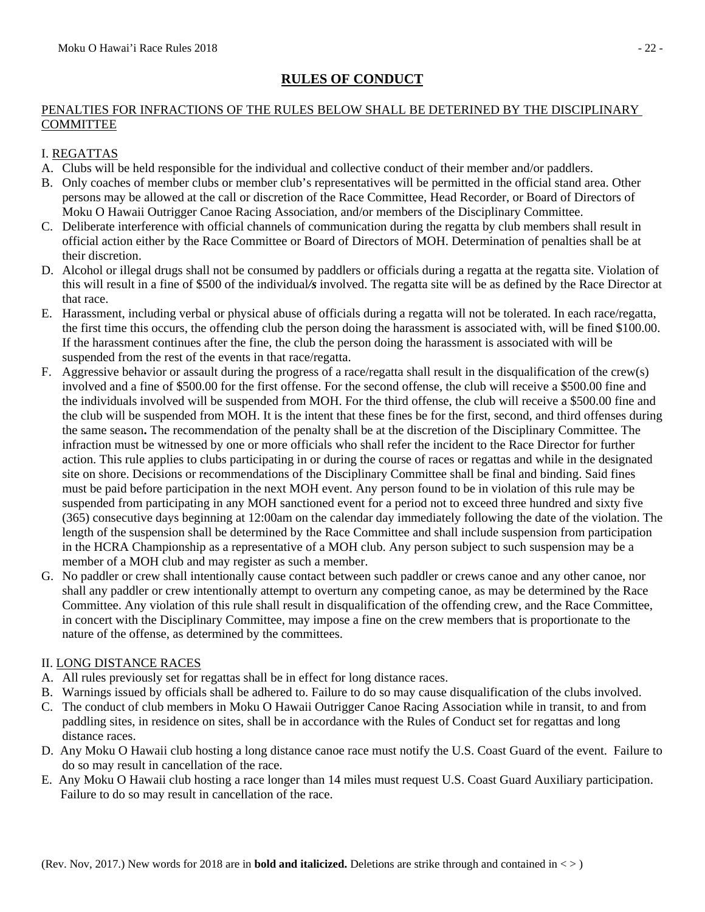# RULES OF CONDUCT

PENALTIES FOR INFRACTIONS OF THE RULES BELOW SHALL BE DETERINED BY THE DISCIPLINARY COMMITTEE

## I. REGATTAS

A. Clubs will be held responsible for the individual and collective conduct of their member and/or paddlers.

B. Only coaches of member clubs or member club's representatives will be permitted in the official stand area. Other persons may be allowed at the call or discretion of the Race Committee, Head Recorder, or Board of Directors of Moku O Hawaii Outrigger Canoe Racing Association, and/or members of the Disciplinary Committee.

C. Deliberate interference with official channels of communication during the regatta by club members shall result in official action either by the Race Committee or Board of Directors of MOH. Determination of penalties shall be at their discretion.

D. Alcohol or illegal drugs shall not be consumed by paddlers or officials during a regatta at the regatta site. Violation of this will result in a fine of $500 of the individual***/s*** involved. The regatta site will be as defined by the Race Director at that race.

E. Harassment, including verbal or physical abuse of officials during a regatta will not be tolerated. In each race/regatta, the first time this occurs, the offending club the person doing the harassment is associated with, will be fined $100.00. If the harassment continues after the fine, the club the person doing the harassment is associated with will be suspended from the rest of the events in that race/regatta.

F. Aggressive behavior or assault during the progress of a race/regatta shall result in the disqualification of the crew(s) involved and a fine of $500.00 for the first offense. For the second offense, the club will receive a $500.00 fine and the individuals involved will be suspended from MOH. For the third offense, the club will receive a $500.00 fine and the club will be suspended from MOH. It is the intent that these fines be for the first, second, and third offenses during the same season**.** The recommendation of the penalty shall be at the discretion of the Disciplinary Committee. The infraction must be witnessed by one or more officials who shall refer the incident to the Race Director for further action. This rule applies to clubs participating in or during the course of races or regattas and while in the designated site on shore. Decisions or recommendations of the Disciplinary Committee shall be final and binding. Said fines must be paid before participation in the next MOH event. Any person found to be in violation of this rule may be suspended from participating in any MOH sanctioned event for a period not to exceed three hundred and sixty five (365) consecutive days beginning at 12:00am on the calendar day immediately following the date of the violation. The length of the suspension shall be determined by the Race Committee and shall include suspension from participation in the HCRA Championship as a representative of a MOH club. Any person subject to such suspension may be a member of a MOH club and may register as such a member.

G. No paddler or crew shall intentionally cause contact between such paddler or crews canoe and any other canoe, nor shall any paddler or crew intentionally attempt to overturn any competing canoe, as may be determined by the Race Committee. Any violation of this rule shall result in disqualification of the offending crew, and the Race Committee, in concert with the Disciplinary Committee, may impose a fine on the crew members that is proportionate to the nature of the offense, as determined by the committees.

## II. LONG DISTANCE RACES

A. All rules previously set for regattas shall be in effect for long distance races.

B. Warnings issued by officials shall be adhered to. Failure to do so may cause disqualification of the clubs involved.

C. The conduct of club members in Moku O Hawaii Outrigger Canoe Racing Association while in transit, to and from paddling sites, in residence on sites, shall be in accordance with the Rules of Conduct set for regattas and long distance races.

D. Any Moku O Hawaii club hosting a long distance canoe race must notify the U.S. Coast Guard of the event. Failure to do so may result in cancellation of the race.

E. Any Moku O Hawaii club hosting a race longer than 14 miles must request U.S. Coast Guard Auxiliary participation. Failure to do so may result in cancellation of the race.

(Rev. Nov, 2017.) New words for 2018 are in **bold and italicized.** Deletions are strike through and contained in < > )